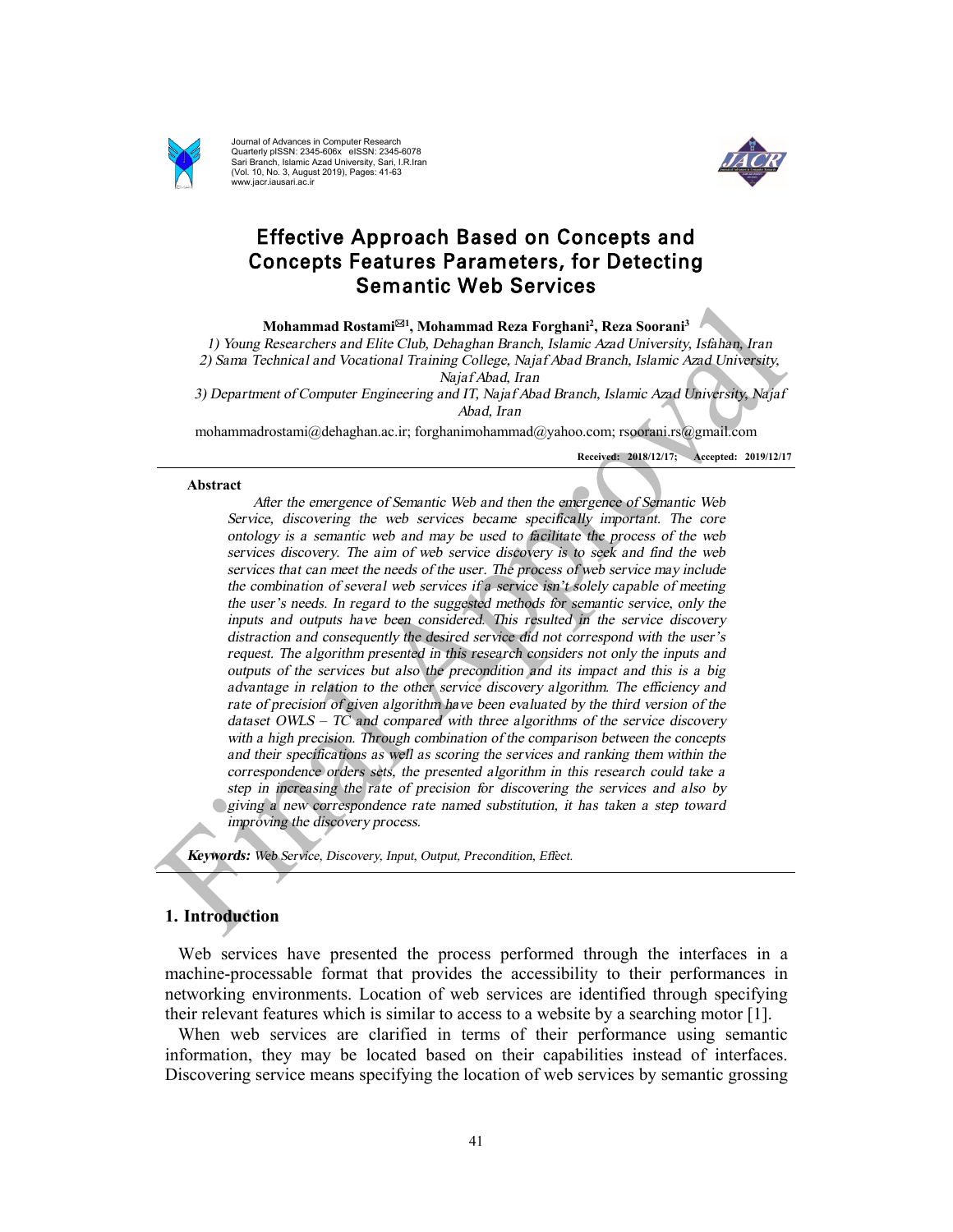# Effective Approach Based on Concepts and Concepts Features Parameters, for Detecting Semantic Web Services

**Mohammad Rostami✉1, Mohammad Reza Forghani[2], Reza Soorani[3]**

*1) Young Researchers and Elite Club, Dehaghan Branch, Islamic Azad University, Isfahan, Iran*
*2) Sama Technical and Vocational Training College, Najaf Abad Branch, Islamic Azad University, Najaf Abad, Iran*
*3) Department of Computer Engineering and IT, Najaf Abad Branch, Islamic Azad University, Najaf Abad, Iran*

mohammadrostami@dehaghan.ac.ir; forghanimohammad@yahoo.com; rsoorani.rs@gmail.com

**Received: 2018/12/17; Accepted: 2019/12/17**

## Abstract

*After the emergence of Semantic Web and then the emergence of Semantic Web Service, discovering the web services became specifically important. The core ontology is a semantic web and may be used to facilitate the process of the web services discovery. The aim of web service discovery is to seek and find the web services that can meet the needs of the user. The process of web service may include the combination of several web services if a service isn't solely capable of meeting the user's needs. In regard to the suggested methods for semantic service, only the inputs and outputs have been considered. This resulted in the service discovery distraction and consequently the desired service did not correspond with the user's request. The algorithm presented in this research considers not only the inputs and outputs of the services but also the precondition and its impact and this is a big advantage in relation to the other service discovery algorithm. The efficiency and rate of precision of given algorithm have been evaluated by the third version of the dataset OWLS – TC and compared with three algorithms of the service discovery with a high precision. Through combination of the comparison between the concepts and their specifications as well as scoring the services and ranking them within the correspondence orders sets, the presented algorithm in this research could take a step in increasing the rate of precision for discovering the services and also by giving a new correspondence rate named substitution, it has taken a step toward improving the discovery process.*

***Keywords:*** *Web Service, Discovery, Input, Output, Precondition, Effect.*

## 1. Introduction

Web services have presented the process performed through the interfaces in a machine-processable format that provides the accessibility to their performances in networking environments. Location of web services are identified through specifying their relevant features which is similar to access to a website by a searching motor [1].

When web services are clarified in terms of their performance using semantic information, they may be located based on their capabilities instead of interfaces. Discovering service means specifying the location of web services by semantic grossing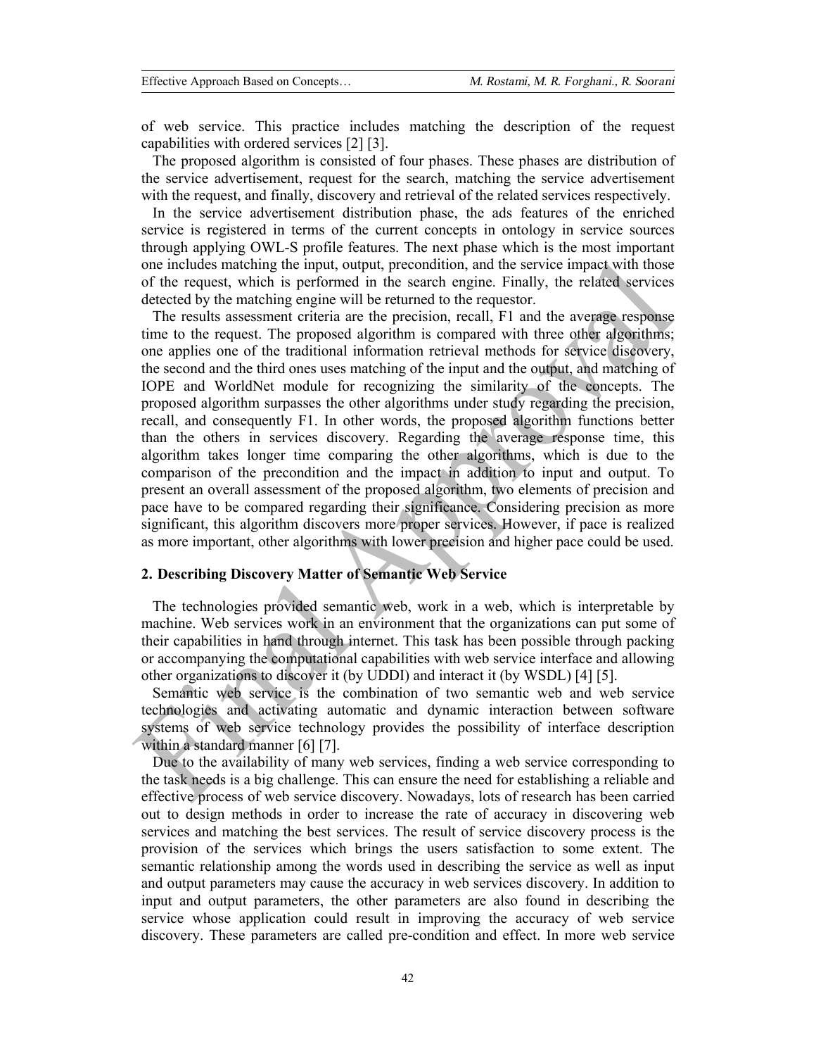of web service. This practice includes matching the description of the request capabilities with ordered services [2] [3].

The proposed algorithm is consisted of four phases. These phases are distribution of the service advertisement, request for the search, matching the service advertisement with the request, and finally, discovery and retrieval of the related services respectively.

In the service advertisement distribution phase, the ads features of the enriched service is registered in terms of the current concepts in ontology in service sources through applying OWL-S profile features. The next phase which is the most important one includes matching the input, output, precondition, and the service impact with those of the request, which is performed in the search engine. Finally, the related services detected by the matching engine will be returned to the requestor.

The results assessment criteria are the precision, recall, F1 and the average response time to the request. The proposed algorithm is compared with three other algorithms; one applies one of the traditional information retrieval methods for service discovery, the second and the third ones uses matching of the input and the output, and matching of IOPE and WorldNet module for recognizing the similarity of the concepts. The proposed algorithm surpasses the other algorithms under study regarding the precision, recall, and consequently F1. In other words, the proposed algorithm functions better than the others in services discovery. Regarding the average response time, this algorithm takes longer time comparing the other algorithms, which is due to the comparison of the precondition and the impact in addition to input and output. To present an overall assessment of the proposed algorithm, two elements of precision and pace have to be compared regarding their significance. Considering precision as more significant, this algorithm discovers more proper services. However, if pace is realized as more important, other algorithms with lower precision and higher pace could be used.

## 2. Describing Discovery Matter of Semantic Web Service

The technologies provided semantic web, work in a web, which is interpretable by machine. Web services work in an environment that the organizations can put some of their capabilities in hand through internet. This task has been possible through packing or accompanying the computational capabilities with web service interface and allowing other organizations to discover it (by UDDI) and interact it (by WSDL) [4] [5].

Semantic web service is the combination of two semantic web and web service technologies and activating automatic and dynamic interaction between software systems of web service technology provides the possibility of interface description within a standard manner [6] [7].

Due to the availability of many web services, finding a web service corresponding to the task needs is a big challenge. This can ensure the need for establishing a reliable and effective process of web service discovery. Nowadays, lots of research has been carried out to design methods in order to increase the rate of accuracy in discovering web services and matching the best services. The result of service discovery process is the provision of the services which brings the users satisfaction to some extent. The semantic relationship among the words used in describing the service as well as input and output parameters may cause the accuracy in web services discovery. In addition to input and output parameters, the other parameters are also found in describing the service whose application could result in improving the accuracy of web service discovery. These parameters are called pre-condition and effect. In more web service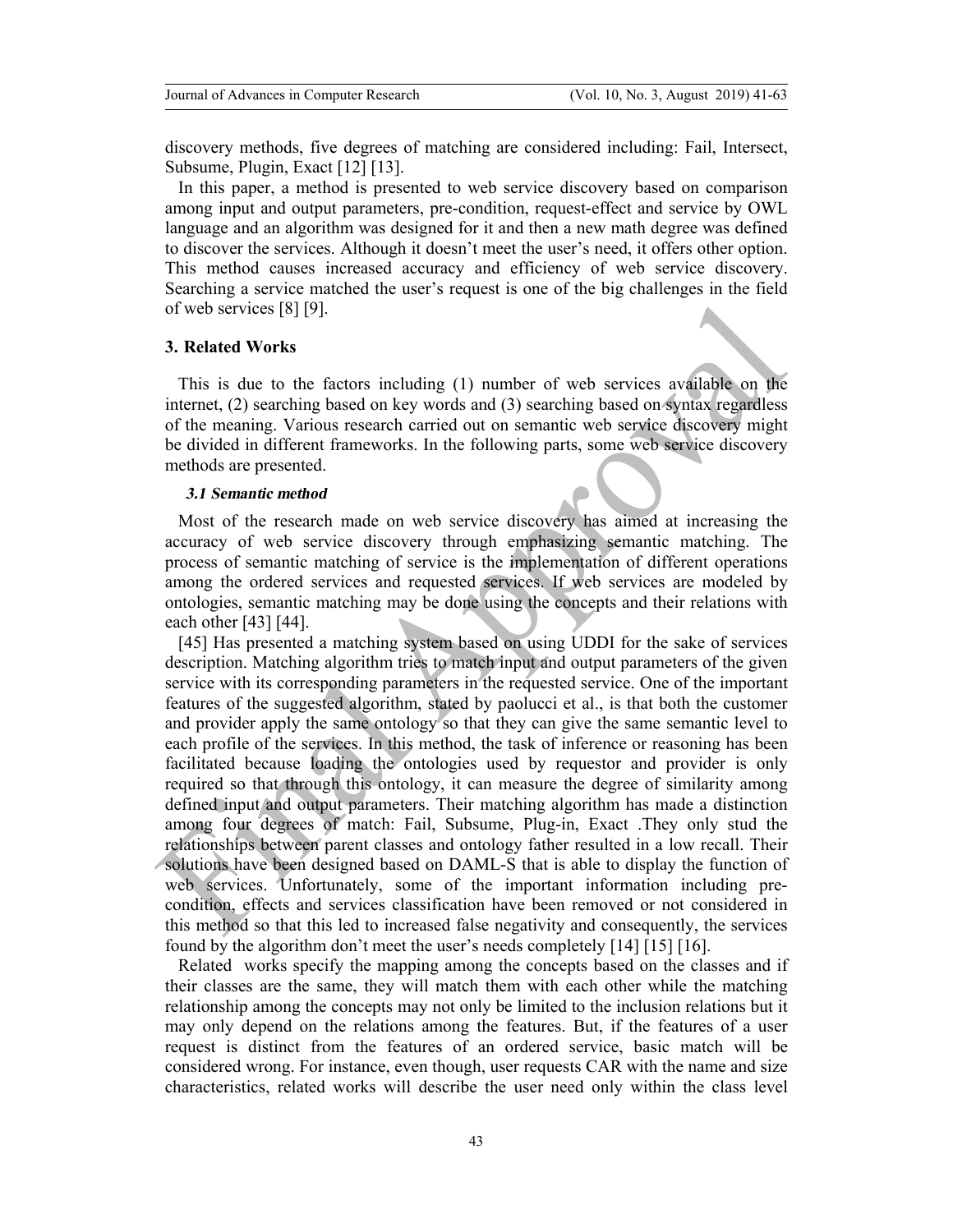discovery methods, five degrees of matching are considered including: Fail, Intersect, Subsume, Plugin, Exact [12] [13].

In this paper, a method is presented to web service discovery based on comparison among input and output parameters, pre-condition, request-effect and service by OWL language and an algorithm was designed for it and then a new math degree was defined to discover the services. Although it doesn't meet the user's need, it offers other option. This method causes increased accuracy and efficiency of web service discovery. Searching a service matched the user's request is one of the big challenges in the field of web services [8] [9].

## 3. Related Works

This is due to the factors including (1) number of web services available on the internet, (2) searching based on key words and (3) searching based on syntax regardless of the meaning. Various research carried out on semantic web service discovery might be divided in different frameworks. In the following parts, some web service discovery methods are presented.

### *3.1 Semantic method*

Most of the research made on web service discovery has aimed at increasing the accuracy of web service discovery through emphasizing semantic matching. The process of semantic matching of service is the implementation of different operations among the ordered services and requested services. If web services are modeled by ontologies, semantic matching may be done using the concepts and their relations with each other [43] [44].

[45] Has presented a matching system based on using UDDI for the sake of services description. Matching algorithm tries to match input and output parameters of the given service with its corresponding parameters in the requested service. One of the important features of the suggested algorithm, stated by paolucci et al., is that both the customer and provider apply the same ontology so that they can give the same semantic level to each profile of the services. In this method, the task of inference or reasoning has been facilitated because loading the ontologies used by requestor and provider is only required so that through this ontology, it can measure the degree of similarity among defined input and output parameters. Their matching algorithm has made a distinction among four degrees of match: Fail, Subsume, Plug-in, Exact .They only stud the relationships between parent classes and ontology father resulted in a low recall. Their solutions have been designed based on DAML-S that is able to display the function of web services. Unfortunately, some of the important information including pre-condition, effects and services classification have been removed or not considered in this method so that this led to increased false negativity and consequently, the services found by the algorithm don't meet the user's needs completely [14] [15] [16].

Related works specify the mapping among the concepts based on the classes and if their classes are the same, they will match them with each other while the matching relationship among the concepts may not only be limited to the inclusion relations but it may only depend on the relations among the features. But, if the features of a user request is distinct from the features of an ordered service, basic match will be considered wrong. For instance, even though, user requests CAR with the name and size characteristics, related works will describe the user need only within the class level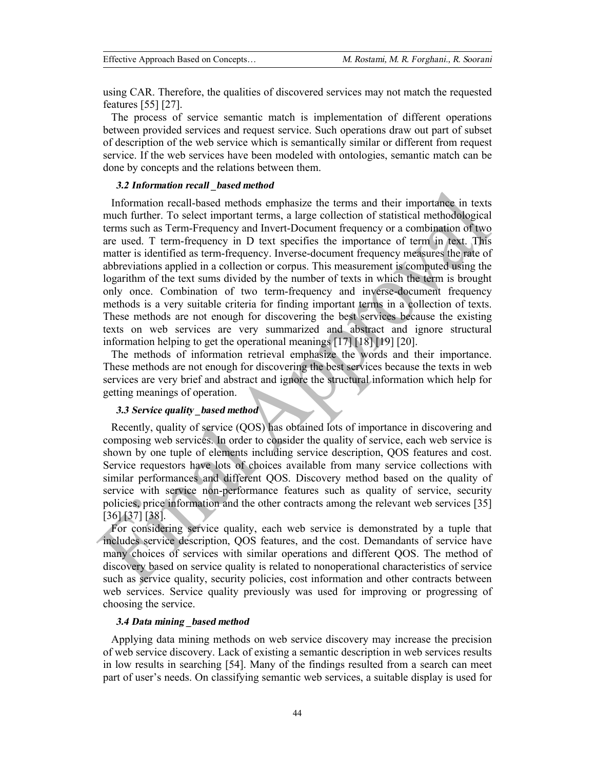using CAR. Therefore, the qualities of discovered services may not match the requested features [55] [27].

The process of service semantic match is implementation of different operations between provided services and request service. Such operations draw out part of subset of description of the web service which is semantically similar or different from request service. If the web services have been modeled with ontologies, semantic match can be done by concepts and the relations between them.

### *3.2 Information recall _based method*

Information recall-based methods emphasize the terms and their importance in texts much further. To select important terms, a large collection of statistical methodological terms such as Term-Frequency and Invert-Document frequency or a combination of two are used. T term-frequency in D text specifies the importance of term in text. This matter is identified as term-frequency. Inverse-document frequency measures the rate of abbreviations applied in a collection or corpus. This measurement is computed using the logarithm of the text sums divided by the number of texts in which the term is brought only once. Combination of two term-frequency and inverse-document frequency methods is a very suitable criteria for finding important terms in a collection of texts. These methods are not enough for discovering the best services because the existing texts on web services are very summarized and abstract and ignore structural information helping to get the operational meanings [17] [18] [19] [20].

The methods of information retrieval emphasize the words and their importance. These methods are not enough for discovering the best services because the texts in web services are very brief and abstract and ignore the structural information which help for getting meanings of operation.

### *3.3 Service quality _based method*

Recently, quality of service (QOS) has obtained lots of importance in discovering and composing web services. In order to consider the quality of service, each web service is shown by one tuple of elements including service description, QOS features and cost. Service requestors have lots of choices available from many service collections with similar performances and different QOS. Discovery method based on the quality of service with service non-performance features such as quality of service, security policies, price information and the other contracts among the relevant web services [35] [36] [37] [38].

For considering service quality, each web service is demonstrated by a tuple that includes service description, QOS features, and the cost. Demandants of service have many choices of services with similar operations and different QOS. The method of discovery based on service quality is related to nonoperational characteristics of service such as service quality, security policies, cost information and other contracts between web services. Service quality previously was used for improving or progressing of choosing the service.

### *3.4 Data mining _based method*

Applying data mining methods on web service discovery may increase the precision of web service discovery. Lack of existing a semantic description in web services results in low results in searching [54]. Many of the findings resulted from a search can meet part of user's needs. On classifying semantic web services, a suitable display is used for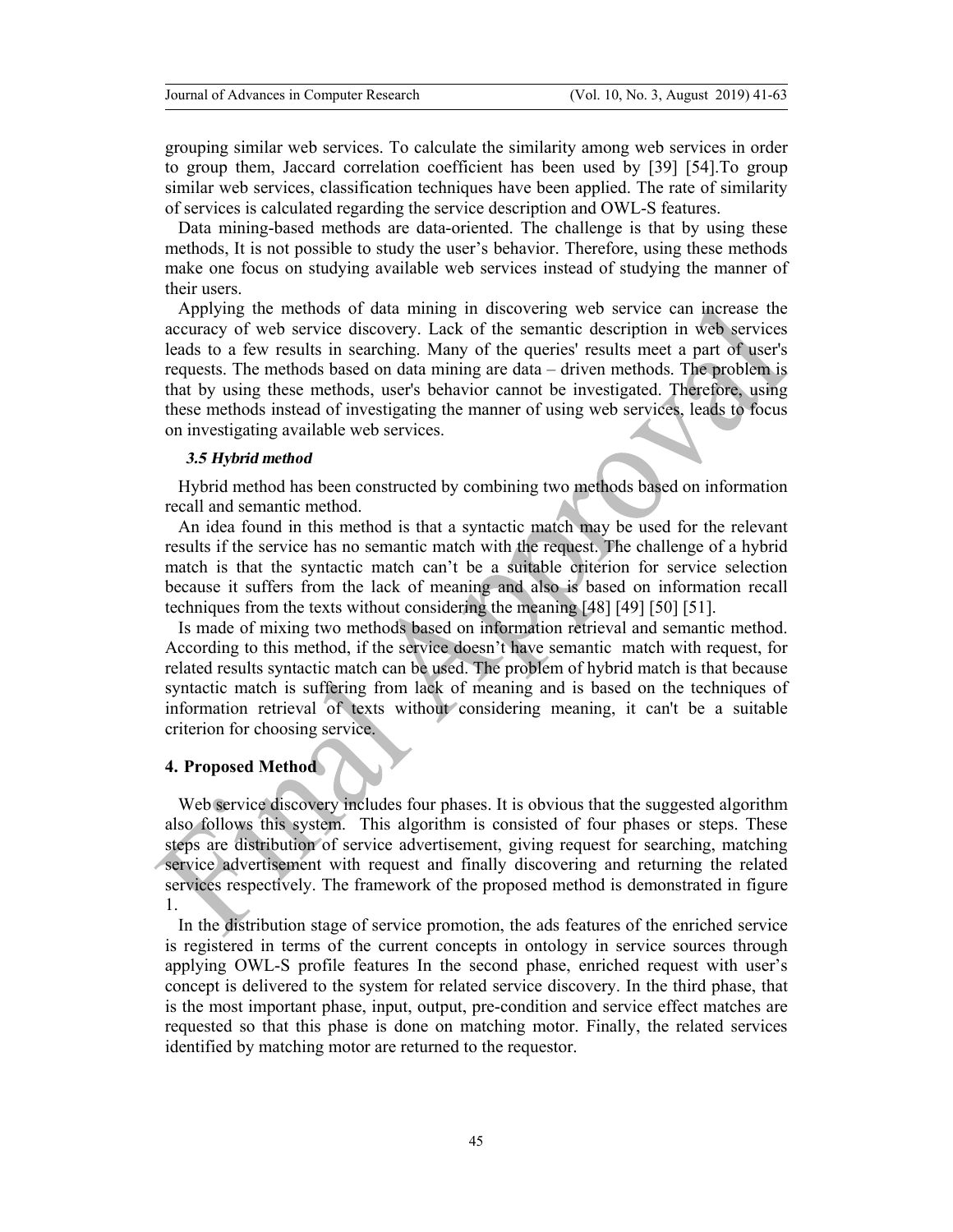grouping similar web services. To calculate the similarity among web services in order to group them, Jaccard correlation coefficient has been used by [39] [54].To group similar web services, classification techniques have been applied. The rate of similarity of services is calculated regarding the service description and OWL-S features.

Data mining-based methods are data-oriented. The challenge is that by using these methods, It is not possible to study the user's behavior. Therefore, using these methods make one focus on studying available web services instead of studying the manner of their users.

Applying the methods of data mining in discovering web service can increase the accuracy of web service discovery. Lack of the semantic description in web services leads to a few results in searching. Many of the queries' results meet a part of user's requests. The methods based on data mining are data – driven methods. The problem is that by using these methods, user's behavior cannot be investigated. Therefore, using these methods instead of investigating the manner of using web services, leads to focus on investigating available web services.

### *3.5 Hybrid method*

Hybrid method has been constructed by combining two methods based on information recall and semantic method.

An idea found in this method is that a syntactic match may be used for the relevant results if the service has no semantic match with the request. The challenge of a hybrid match is that the syntactic match can't be a suitable criterion for service selection because it suffers from the lack of meaning and also is based on information recall techniques from the texts without considering the meaning [48] [49] [50] [51].

Is made of mixing two methods based on information retrieval and semantic method. According to this method, if the service doesn't have semantic match with request, for related results syntactic match can be used. The problem of hybrid match is that because syntactic match is suffering from lack of meaning and is based on the techniques of information retrieval of texts without considering meaning, it can't be a suitable criterion for choosing service.

## 4. Proposed Method

Web service discovery includes four phases. It is obvious that the suggested algorithm also follows this system. This algorithm is consisted of four phases or steps. These steps are distribution of service advertisement, giving request for searching, matching service advertisement with request and finally discovering and returning the related services respectively. The framework of the proposed method is demonstrated in figure 1.

In the distribution stage of service promotion, the ads features of the enriched service is registered in terms of the current concepts in ontology in service sources through applying OWL-S profile features In the second phase, enriched request with user's concept is delivered to the system for related service discovery. In the third phase, that is the most important phase, input, output, pre-condition and service effect matches are requested so that this phase is done on matching motor. Finally, the related services identified by matching motor are returned to the requestor.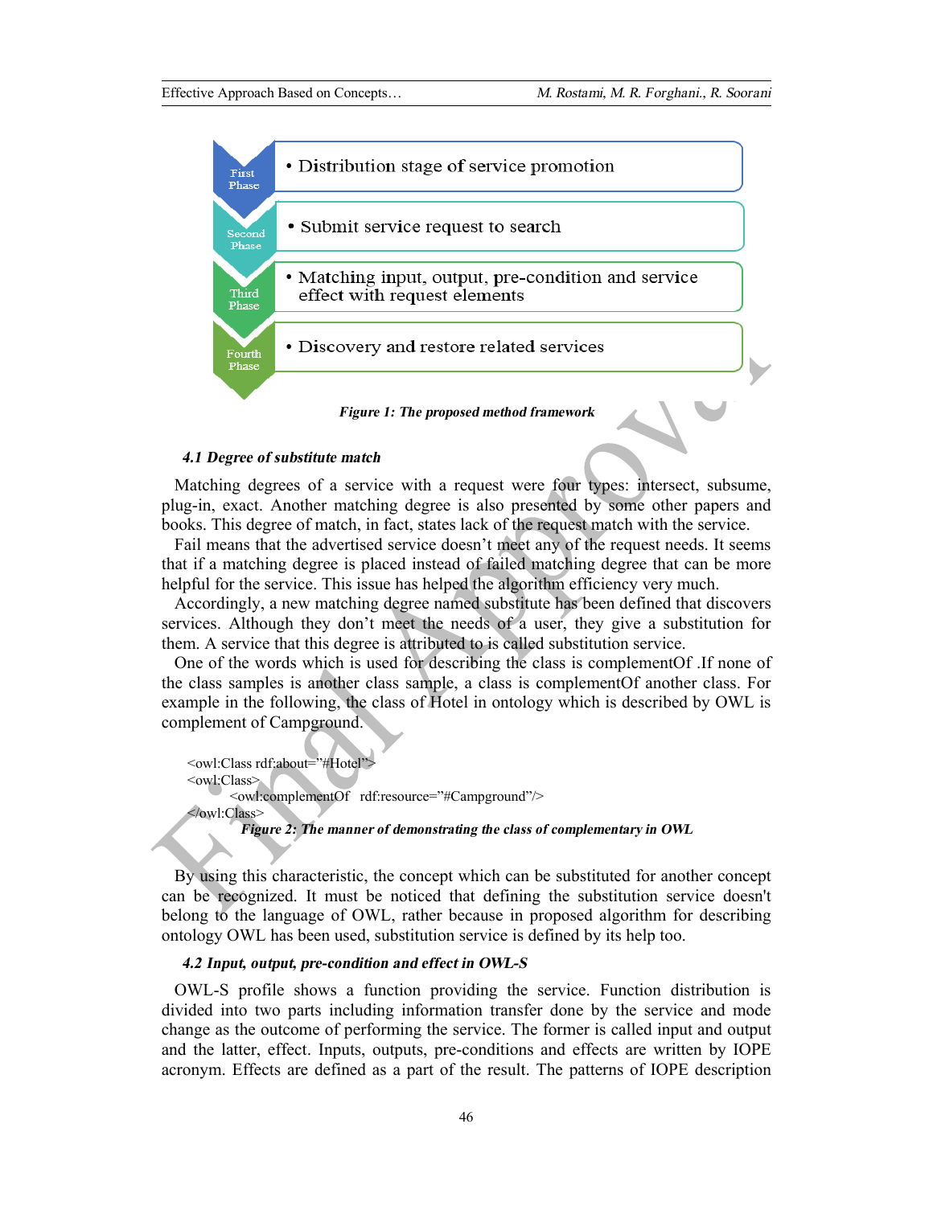- First Phase: Distribution stage of service promotion
- Second Phase: Submit service request to search
- Third Phase: Matching input, output, pre-condition and service effect with request elements
- Fourth Phase: Discovery and restore related services

***Figure 1: The proposed method framework***

### *4.1 Degree of substitute match*

Matching degrees of a service with a request were four types: intersect, subsume, plug-in, exact. Another matching degree is also presented by some other papers and books. This degree of match, in fact, states lack of the request match with the service.

Fail means that the advertised service doesn't meet any of the request needs. It seems that if a matching degree is placed instead of failed matching degree that can be more helpful for the service. This issue has helped the algorithm efficiency very much.

Accordingly, a new matching degree named substitute has been defined that discovers services. Although they don't meet the needs of a user, they give a substitution for them. A service that this degree is attributed to is called substitution service.

One of the words which is used for describing the class is complementOf .If none of the class samples is another class sample, a class is complementOf another class. For example in the following, the class of Hotel in ontology which is described by OWL is complement of Campground.

```
<owl:Class rdf:about="#Hotel">
<owl:Class>
        <owl:complementOf   rdf:resource="#Campground"/>
</owl:Class>
```

***Figure 2: The manner of demonstrating the class of complementary in OWL***

By using this characteristic, the concept which can be substituted for another concept can be recognized. It must be noticed that defining the substitution service doesn't belong to the language of OWL, rather because in proposed algorithm for describing ontology OWL has been used, substitution service is defined by its help too.

### *4.2 Input, output, pre-condition and effect in OWL-S*

OWL-S profile shows a function providing the service. Function distribution is divided into two parts including information transfer done by the service and mode change as the outcome of performing the service. The former is called input and output and the latter, effect. Inputs, outputs, pre-conditions and effects are written by IOPE acronym. Effects are defined as a part of the result. The patterns of IOPE description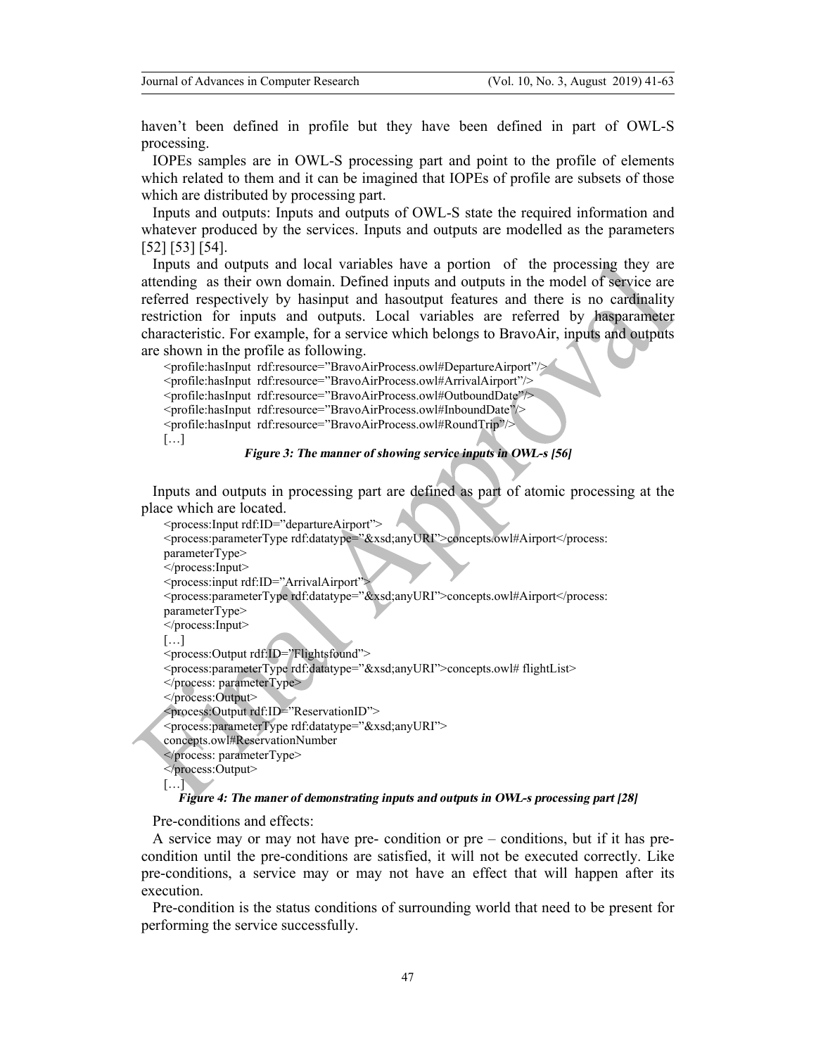haven't been defined in profile but they have been defined in part of OWL-S processing.

IOPEs samples are in OWL-S processing part and point to the profile of elements which related to them and it can be imagined that IOPEs of profile are subsets of those which are distributed by processing part.

Inputs and outputs: Inputs and outputs of OWL-S state the required information and whatever produced by the services. Inputs and outputs are modelled as the parameters [52] [53] [54].

Inputs and outputs and local variables have a portion of the processing they are attending as their own domain. Defined inputs and outputs in the model of service are referred respectively by hasinput and hasoutput features and there is no cardinality restriction for inputs and outputs. Local variables are referred by hasparameter characteristic. For example, for a service which belongs to BravoAir, inputs and outputs are shown in the profile as following.

```
<profile:hasInput rdf:resource="BravoAirProcess.owl#DepartureAirport"/>
<profile:hasInput rdf:resource="BravoAirProcess.owl#ArrivalAirport"/>
<profile:hasInput rdf:resource="BravoAirProcess.owl#OutboundDate"/>
<profile:hasInput rdf:resource="BravoAirProcess.owl#InboundDate"/>
<profile:hasInput rdf:resource="BravoAirProcess.owl#RoundTrip"/>
[…]
```

***Figure 3: The manner of showing service inputs in OWL-s [56]***

Inputs and outputs in processing part are defined as part of atomic processing at the place which are located.

```
<process:Input rdf:ID="departureAirport">
<process:parameterType rdf:datatype="&xsd;anyURI">concepts.owl#Airport</process:
parameterType>
</process:Input>
<process:input rdf:ID="ArrivalAirport">
<process:parameterType rdf:datatype="&xsd;anyURI">concepts.owl#Airport</process:
parameterType>
</process:Input>
[…]
<process:Output rdf:ID="Flightsfound">
<process:parameterType rdf:datatype="&xsd;anyURI">concepts.owl# flightList>
</process: parameterType>
</process:Output>
<process:Output rdf:ID="ReservationID">
<process:parameterType rdf:datatype="&xsd;anyURI">
concepts.owl#ReservationNumber
</process: parameterType>
</process:Output>
[…]
```

***Figure 4: The maner of demonstrating inputs and outputs in OWL-s processing part [28]***

Pre-conditions and effects:

A service may or may not have pre- condition or pre – conditions, but if it has pre-condition until the pre-conditions are satisfied, it will not be executed correctly. Like pre-conditions, a service may or may not have an effect that will happen after its execution.

Pre-condition is the status conditions of surrounding world that need to be present for performing the service successfully.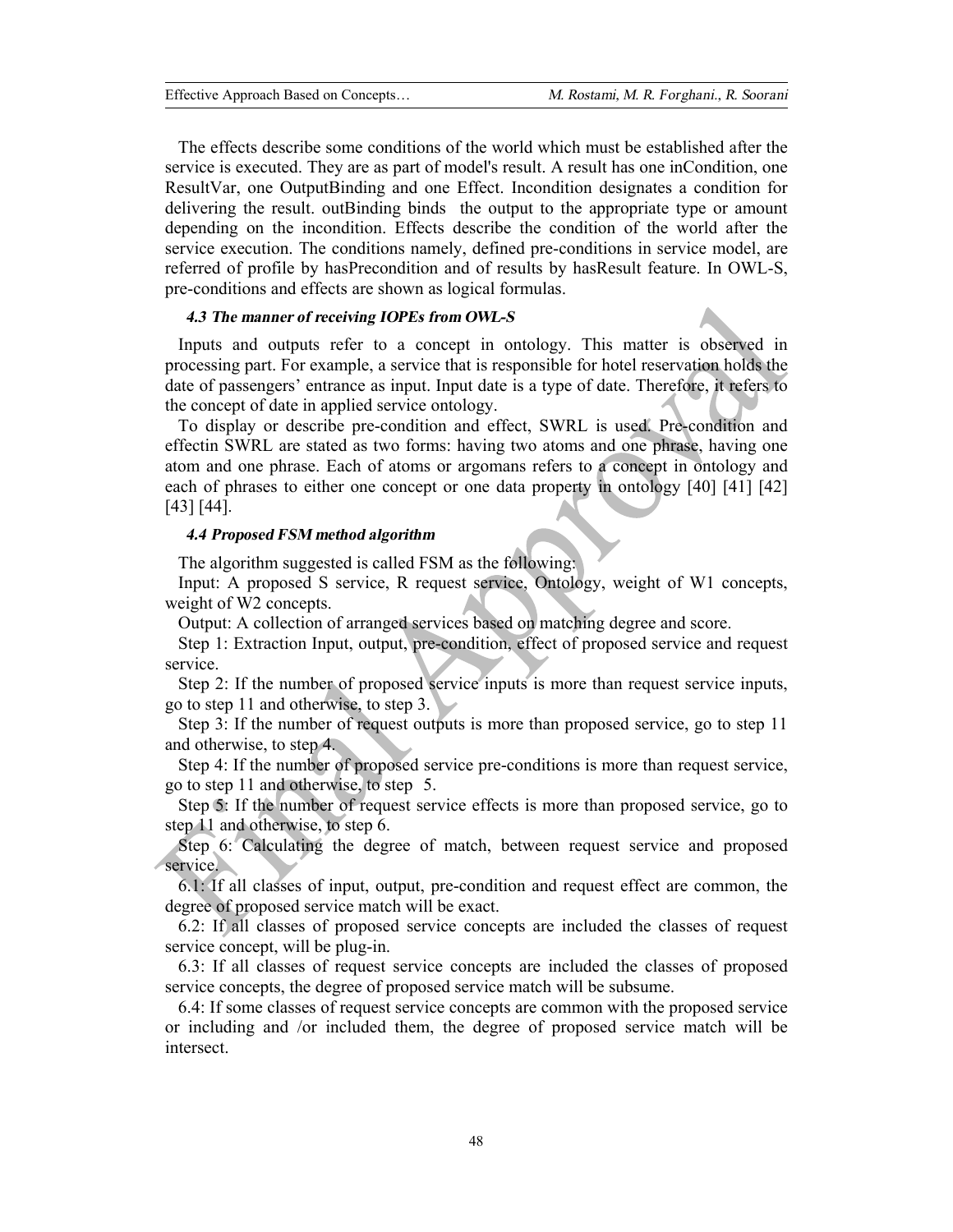The effects describe some conditions of the world which must be established after the service is executed. They are as part of model's result. A result has one inCondition, one ResultVar, one OutputBinding and one Effect. Incondition designates a condition for delivering the result. outBinding binds the output to the appropriate type or amount depending on the incondition. Effects describe the condition of the world after the service execution. The conditions namely, defined pre-conditions in service model, are referred of profile by hasPrecondition and of results by hasResult feature. In OWL-S, pre-conditions and effects are shown as logical formulas.

### *4.3 The manner of receiving IOPEs from OWL-S*

Inputs and outputs refer to a concept in ontology. This matter is observed in processing part. For example, a service that is responsible for hotel reservation holds the date of passengers' entrance as input. Input date is a type of date. Therefore, it refers to the concept of date in applied service ontology.

To display or describe pre-condition and effect, SWRL is used. Pre-condition and effectin SWRL are stated as two forms: having two atoms and one phrase, having one atom and one phrase. Each of atoms or argomans refers to a concept in ontology and each of phrases to either one concept or one data property in ontology [40] [41] [42] [43] [44].

### *4.4 Proposed FSM method algorithm*

The algorithm suggested is called FSM as the following:

Input: A proposed S service, R request service, Ontology, weight of W1 concepts, weight of W2 concepts.

Output: A collection of arranged services based on matching degree and score.

Step 1: Extraction Input, output, pre-condition, effect of proposed service and request service.

Step 2: If the number of proposed service inputs is more than request service inputs, go to step 11 and otherwise, to step 3.

Step 3: If the number of request outputs is more than proposed service, go to step 11 and otherwise, to step 4.

Step 4: If the number of proposed service pre-conditions is more than request service, go to step 11 and otherwise, to step 5.

Step 5: If the number of request service effects is more than proposed service, go to step 11 and otherwise, to step 6.

Step 6: Calculating the degree of match, between request service and proposed service.

6.1: If all classes of input, output, pre-condition and request effect are common, the degree of proposed service match will be exact.

6.2: If all classes of proposed service concepts are included the classes of request service concept, will be plug-in.

6.3: If all classes of request service concepts are included the classes of proposed service concepts, the degree of proposed service match will be subsume.

6.4: If some classes of request service concepts are common with the proposed service or including and /or included them, the degree of proposed service match will be intersect.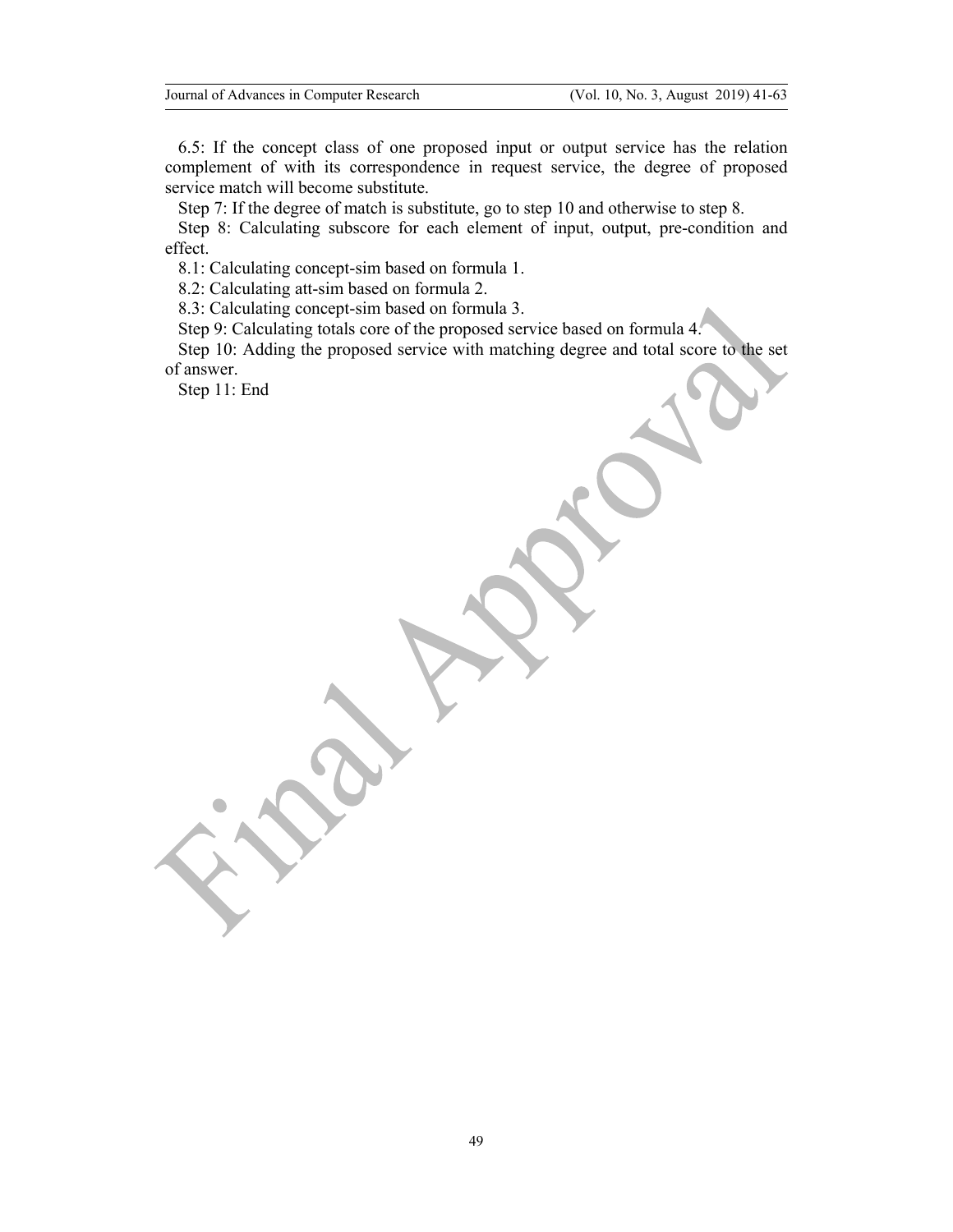6.5: If the concept class of one proposed input or output service has the relation complement of with its correspondence in request service, the degree of proposed service match will become substitute.

Step 7: If the degree of match is substitute, go to step 10 and otherwise to step 8.

Step 8: Calculating subscore for each element of input, output, pre-condition and effect.

8.1: Calculating concept-sim based on formula 1.

8.2: Calculating att-sim based on formula 2.

8.3: Calculating concept-sim based on formula 3.

Step 9: Calculating totals core of the proposed service based on formula 4.

Step 10: Adding the proposed service with matching degree and total score to the set of answer.

Step 11: End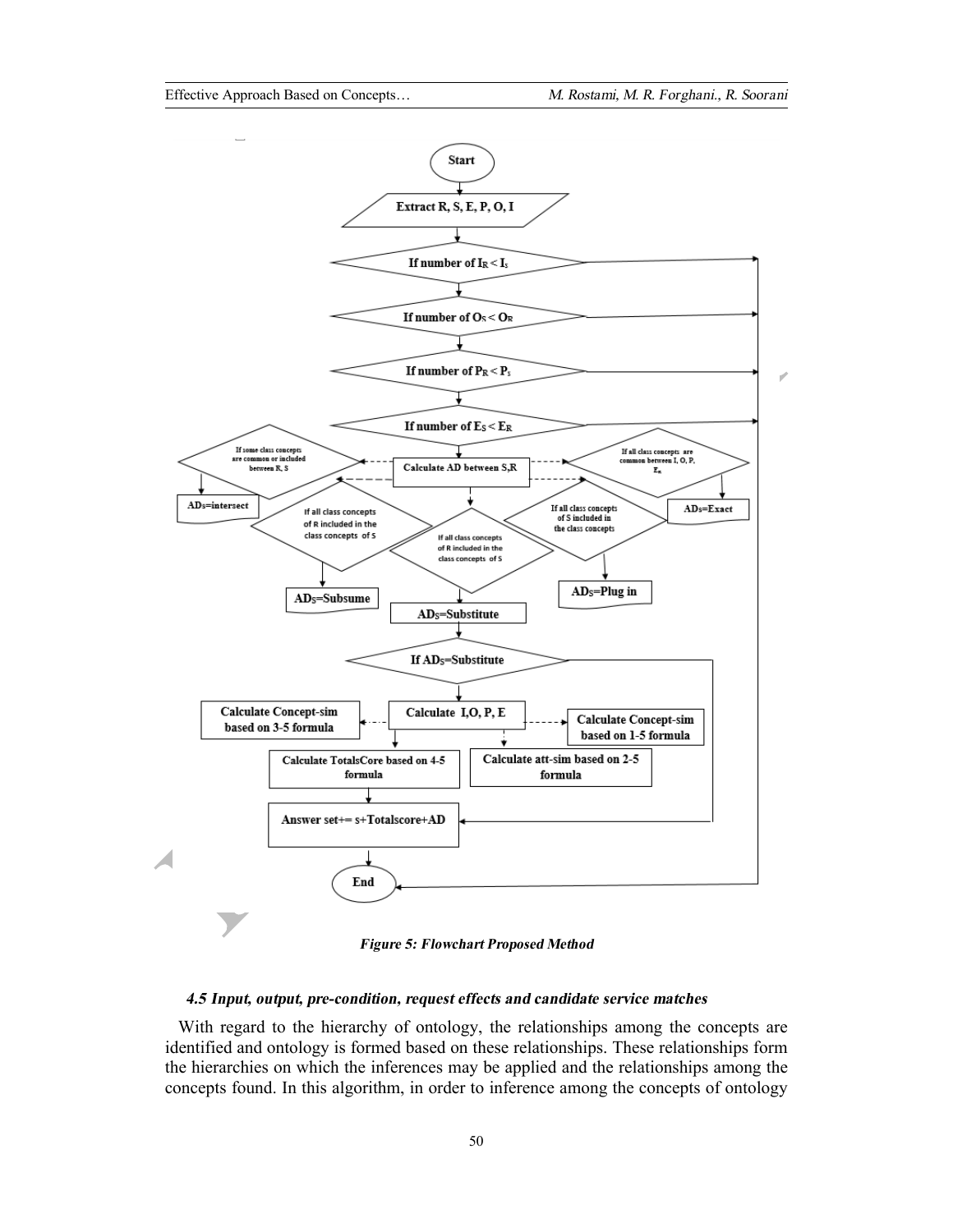*Figure 5: Flowchart Proposed Method*

#### *4.5 Input, output, pre-condition, request effects and candidate service matches*

With regard to the hierarchy of ontology, the relationships among the concepts are identified and ontology is formed based on these relationships. These relationships form the hierarchies on which the inferences may be applied and the relationships among the concepts found. In this algorithm, in order to inference among the concepts of ontology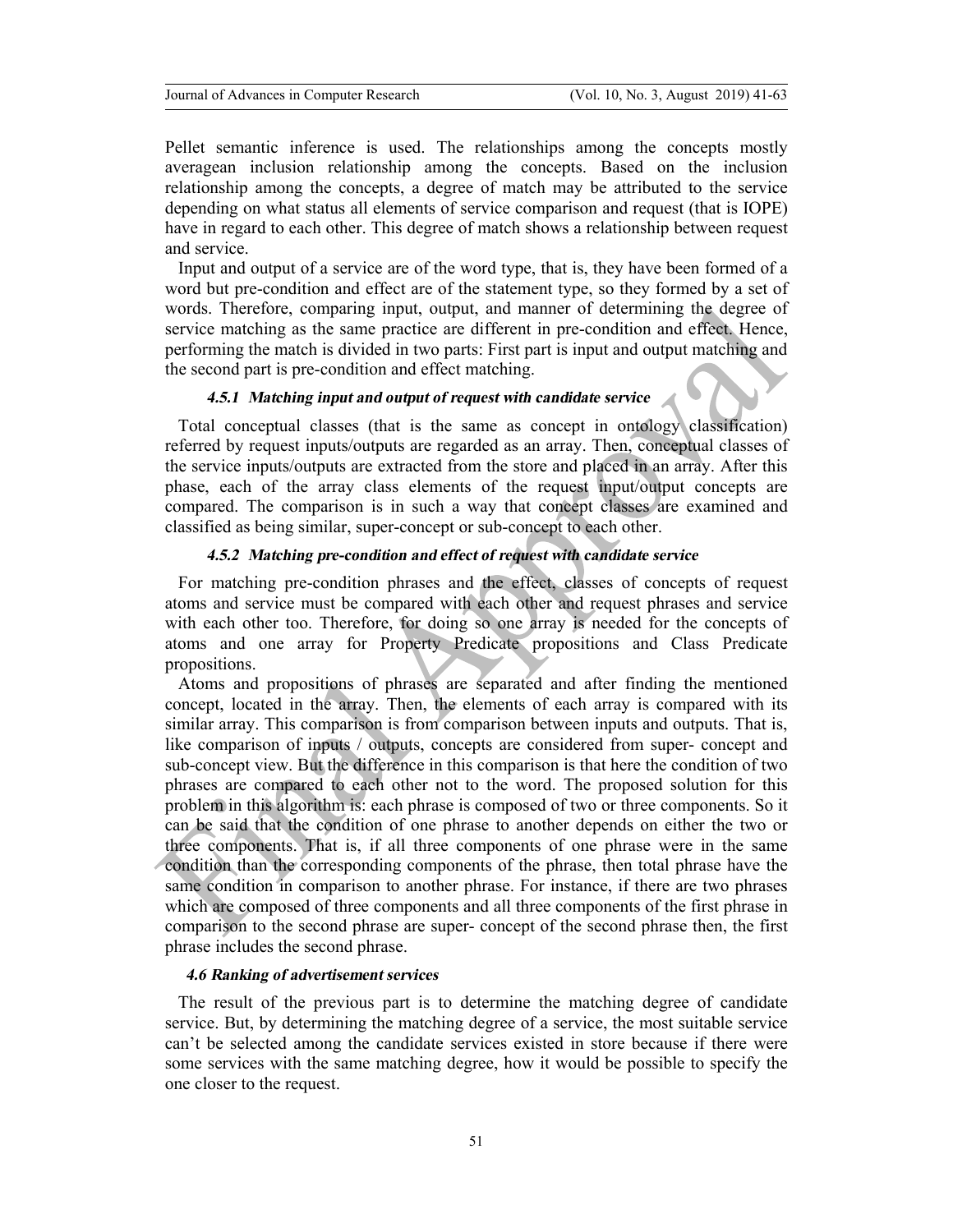Pellet semantic inference is used. The relationships among the concepts mostly averagean inclusion relationship among the concepts. Based on the inclusion relationship among the concepts, a degree of match may be attributed to the service depending on what status all elements of service comparison and request (that is IOPE) have in regard to each other. This degree of match shows a relationship between request and service.

Input and output of a service are of the word type, that is, they have been formed of a word but pre-condition and effect are of the statement type, so they formed by a set of words. Therefore, comparing input, output, and manner of determining the degree of service matching as the same practice are different in pre-condition and effect. Hence, performing the match is divided in two parts: First part is input and output matching and the second part is pre-condition and effect matching.

#### *4.5.1 Matching input and output of request with candidate service*

Total conceptual classes (that is the same as concept in ontology classification) referred by request inputs/outputs are regarded as an array. Then, conceptual classes of the service inputs/outputs are extracted from the store and placed in an array. After this phase, each of the array class elements of the request input/output concepts are compared. The comparison is in such a way that concept classes are examined and classified as being similar, super-concept or sub-concept to each other.

#### *4.5.2 Matching pre-condition and effect of request with candidate service*

For matching pre-condition phrases and the effect, classes of concepts of request atoms and service must be compared with each other and request phrases and service with each other too. Therefore, for doing so one array is needed for the concepts of atoms and one array for Property Predicate propositions and Class Predicate propositions.

Atoms and propositions of phrases are separated and after finding the mentioned concept, located in the array. Then, the elements of each array is compared with its similar array. This comparison is from comparison between inputs and outputs. That is, like comparison of inputs / outputs, concepts are considered from super- concept and sub-concept view. But the difference in this comparison is that here the condition of two phrases are compared to each other not to the word. The proposed solution for this problem in this algorithm is: each phrase is composed of two or three components. So it can be said that the condition of one phrase to another depends on either the two or three components. That is, if all three components of one phrase were in the same condition than the corresponding components of the phrase, then total phrase have the same condition in comparison to another phrase. For instance, if there are two phrases which are composed of three components and all three components of the first phrase in comparison to the second phrase are super- concept of the second phrase then, the first phrase includes the second phrase.

### *4.6 Ranking of advertisement services*

The result of the previous part is to determine the matching degree of candidate service. But, by determining the matching degree of a service, the most suitable service can't be selected among the candidate services existed in store because if there were some services with the same matching degree, how it would be possible to specify the one closer to the request.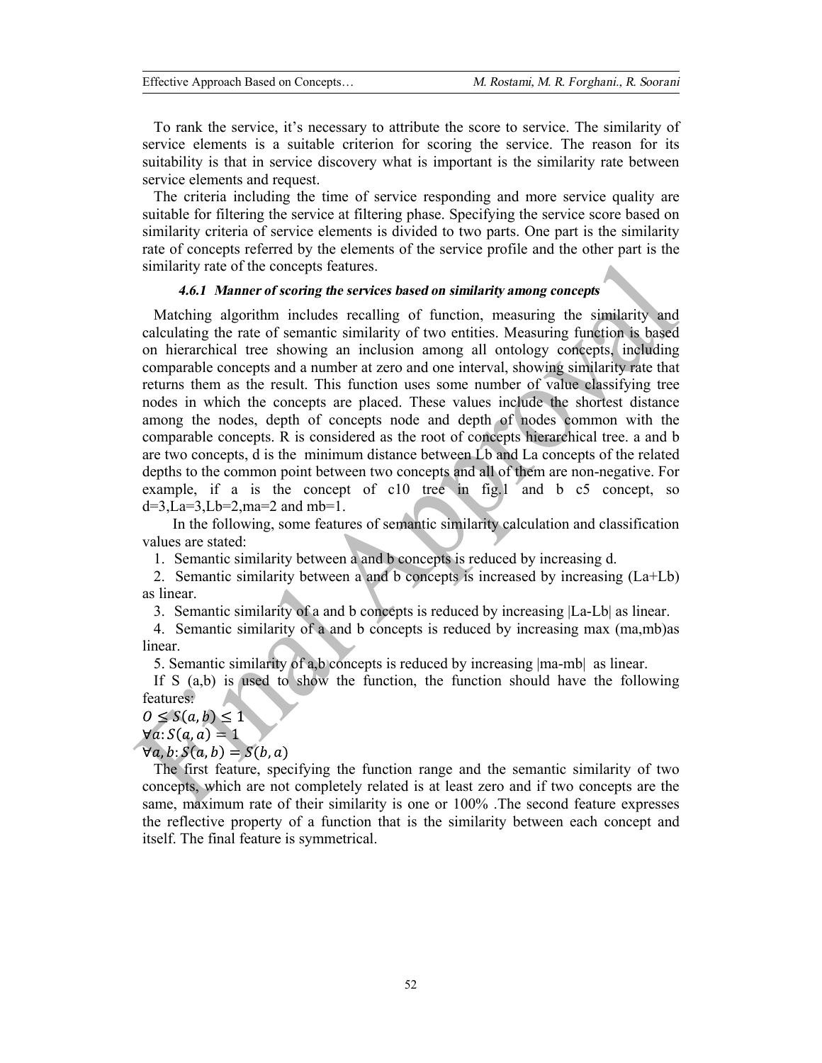To rank the service, it's necessary to attribute the score to service. The similarity of service elements is a suitable criterion for scoring the service. The reason for its suitability is that in service discovery what is important is the similarity rate between service elements and request.

The criteria including the time of service responding and more service quality are suitable for filtering the service at filtering phase. Specifying the service score based on similarity criteria of service elements is divided to two parts. One part is the similarity rate of concepts referred by the elements of the service profile and the other part is the similarity rate of the concepts features.

#### *4.6.1 Manner of scoring the services based on similarity among concepts*

Matching algorithm includes recalling of function, measuring the similarity and calculating the rate of semantic similarity of two entities. Measuring function is based on hierarchical tree showing an inclusion among all ontology concepts, including comparable concepts and a number at zero and one interval, showing similarity rate that returns them as the result. This function uses some number of value classifying tree nodes in which the concepts are placed. These values include the shortest distance among the nodes, depth of concepts node and depth of nodes common with the comparable concepts. R is considered as the root of concepts hierarchical tree. a and b are two concepts, d is the minimum distance between Lb and La concepts of the related depths to the common point between two concepts and all of them are non-negative. For example, if a is the concept of c10 tree in fig.1 and b c5 concept, so d=3,La=3,Lb=2,ma=2 and mb=1.

In the following, some features of semantic similarity calculation and classification values are stated:

1. Semantic similarity between a and b concepts is reduced by increasing d.
2. Semantic similarity between a and b concepts is increased by increasing (La+Lb) as linear.
3. Semantic similarity of a and b concepts is reduced by increasing |La-Lb| as linear.
4. Semantic similarity of a and b concepts is reduced by increasing max (ma,mb)as linear.
5. Semantic similarity of a,b concepts is reduced by increasing |ma-mb| as linear.

If S (a,b) is used to show the function, the function should have the following features:

$0 \leq S(a,b) \leq 1$

$\forall a: S(a,a) = 1$

$\forall a,b: S(a,b) = S(b,a)$

The first feature, specifying the function range and the semantic similarity of two concepts, which are not completely related is at least zero and if two concepts are the same, maximum rate of their similarity is one or 100% .The second feature expresses the reflective property of a function that is the similarity between each concept and itself. The final feature is symmetrical.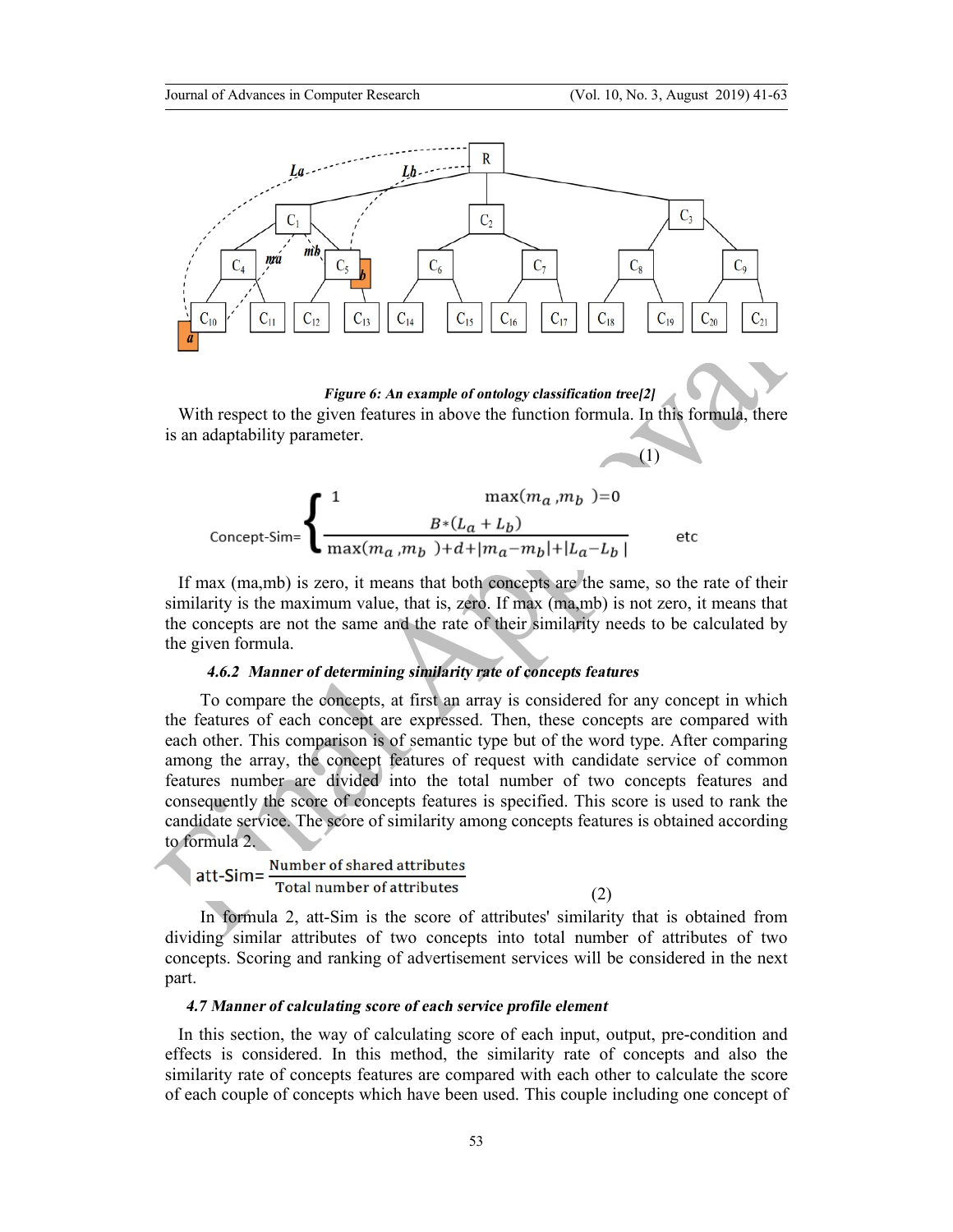*Figure 6: An example of ontology classification tree[2]*

With respect to the given features in above the function formula. In this formula, there is an adaptability parameter.

$$\text{Concept-Sim}=\begin{cases} 1 & \max(m_a, m_b)=0 \\ \dfrac{B*(L_a+L_b)}{\max(m_a, m_b)+d+|m_a-m_b|+|L_a-L_b|} & \text{etc} \end{cases} \tag{1}$$

If max (ma,mb) is zero, it means that both concepts are the same, so the rate of their similarity is the maximum value, that is, zero. If max (ma,mb) is not zero, it means that the concepts are not the same and the rate of their similarity needs to be calculated by the given formula.

#### 4.6.2 Manner of determining similarity rate of concepts features

To compare the concepts, at first an array is considered for any concept in which the features of each concept are expressed. Then, these concepts are compared with each other. This comparison is of semantic type but of the word type. After comparing among the array, the concept features of request with candidate service of common features number are divided into the total number of two concepts features and consequently the score of concepts features is specified. This score is used to rank the candidate service. The score of similarity among concepts features is obtained according to formula 2.

$$\text{att-Sim}=\frac{\text{Number of shared attributes}}{\text{Total number of attributes}} \tag{2}$$

In formula 2, att-Sim is the score of attributes' similarity that is obtained from dividing similar attributes of two concepts into total number of attributes of two concepts. Scoring and ranking of advertisement services will be considered in the next part.

### 4.7 Manner of calculating score of each service profile element

In this section, the way of calculating score of each input, output, pre-condition and effects is considered. In this method, the similarity rate of concepts and also the similarity rate of concepts features are compared with each other to calculate the score of each couple of concepts which have been used. This couple including one concept of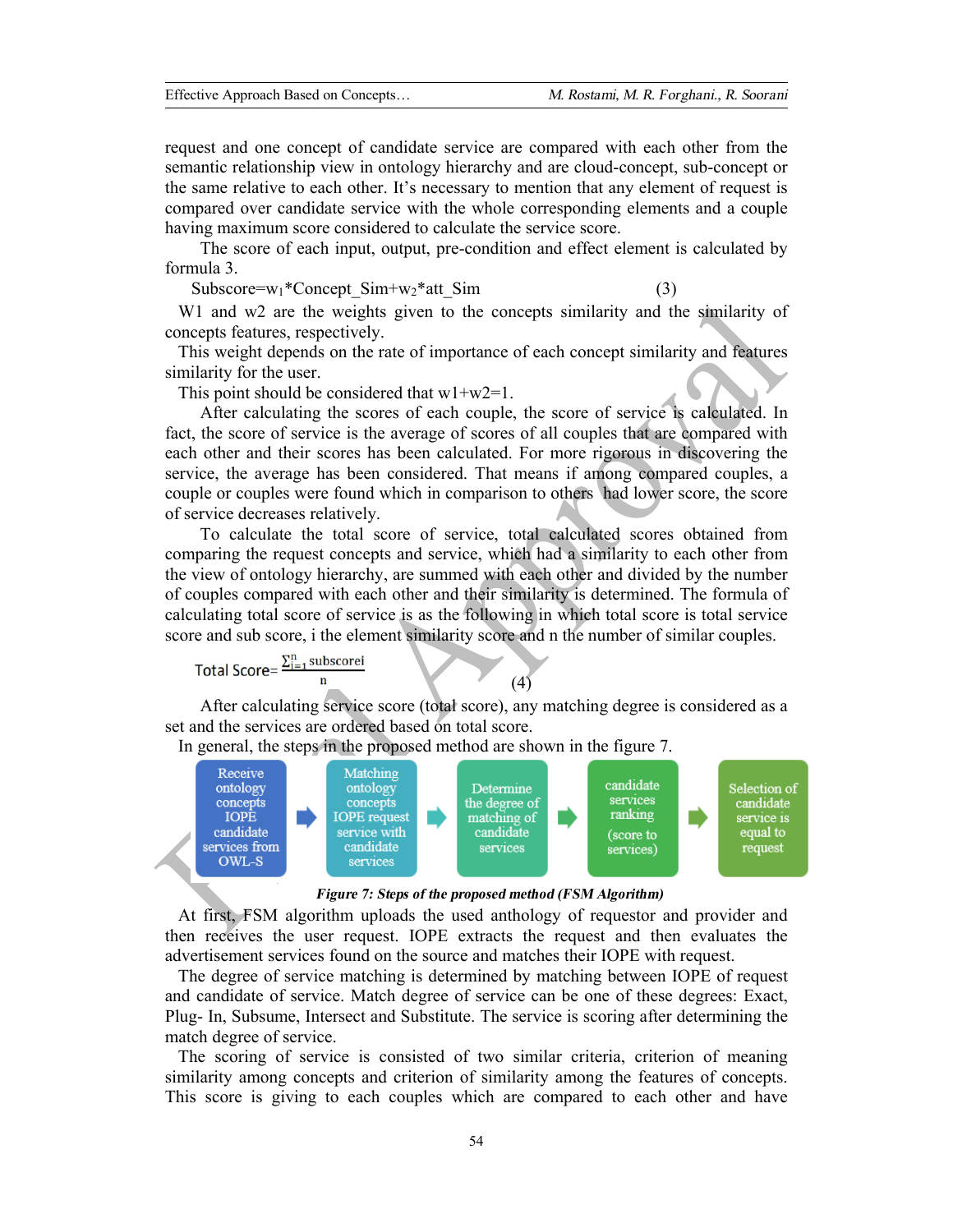request and one concept of candidate service are compared with each other from the semantic relationship view in ontology hierarchy and are cloud-concept, sub-concept or the same relative to each other. It's necessary to mention that any element of request is compared over candidate service with the whole corresponding elements and a couple having maximum score considered to calculate the service score.

The score of each input, output, pre-condition and effect element is calculated by formula 3.

$$\text{Subscore}=w_1*\text{Concept\_Sim}+w_2*\text{att\_Sim} \quad (3)$$

W1 and w2 are the weights given to the concepts similarity and the similarity of concepts features, respectively.

This weight depends on the rate of importance of each concept similarity and features similarity for the user.

This point should be considered that w1+w2=1.

After calculating the scores of each couple, the score of service is calculated. In fact, the score of service is the average of scores of all couples that are compared with each other and their scores has been calculated. For more rigorous in discovering the service, the average has been considered. That means if among compared couples, a couple or couples were found which in comparison to others had lower score, the score of service decreases relatively.

To calculate the total score of service, total calculated scores obtained from comparing the request concepts and service, which had a similarity to each other from the view of ontology hierarchy, are summed with each other and divided by the number of couples compared with each other and their similarity is determined. The formula of calculating total score of service is as the following in which total score is total service score and sub score, i the element similarity score and n the number of similar couples.

$$\text{Total Score}=\frac{\sum_{i=1}^{n}\text{subscore}i}{n} \quad (4)$$

After calculating service score (total score), any matching degree is considered as a set and the services are ordered based on total score.

In general, the steps in the proposed method are shown in the figure 7.

Receive ontology concepts IOPE candidate services from OWL-S → Matching ontology concepts IOPE request service with candidate services → Determine the degree of matching of candidate services → candidate services ranking (score to services) → Selection of candidate service is equal to request

***Figure 7: Steps of the proposed method (FSM Algorithm)***

At first, FSM algorithm uploads the used anthology of requestor and provider and then receives the user request. IOPE extracts the request and then evaluates the advertisement services found on the source and matches their IOPE with request.

The degree of service matching is determined by matching between IOPE of request and candidate of service. Match degree of service can be one of these degrees: Exact, Plug- In, Subsume, Intersect and Substitute. The service is scoring after determining the match degree of service.

The scoring of service is consisted of two similar criteria, criterion of meaning similarity among concepts and criterion of similarity among the features of concepts. This score is giving to each couples which are compared to each other and have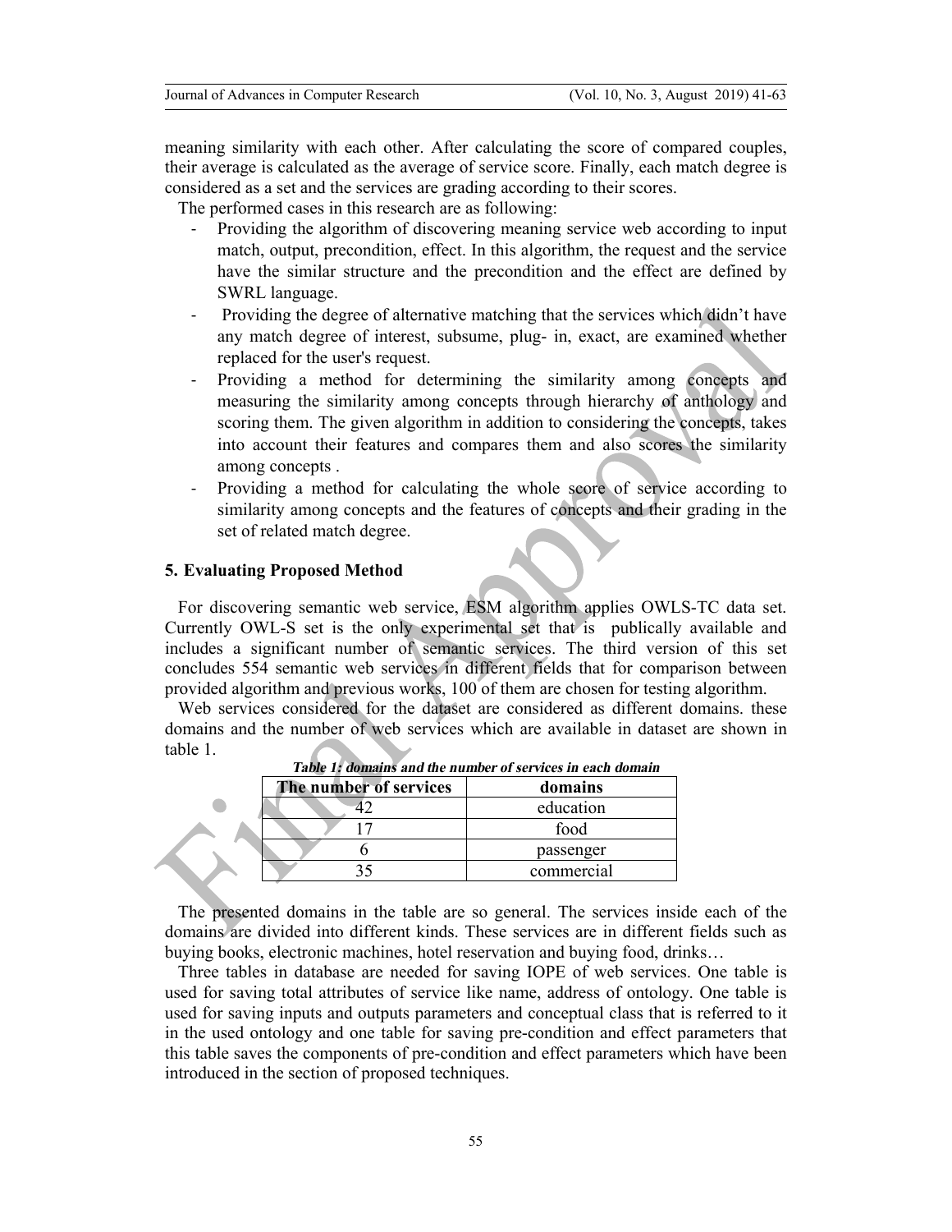meaning similarity with each other. After calculating the score of compared couples, their average is calculated as the average of service score. Finally, each match degree is considered as a set and the services are grading according to their scores.

The performed cases in this research are as following:

- Providing the algorithm of discovering meaning service web according to input match, output, precondition, effect. In this algorithm, the request and the service have the similar structure and the precondition and the effect are defined by SWRL language.
- Providing the degree of alternative matching that the services which didn't have any match degree of interest, subsume, plug- in, exact, are examined whether replaced for the user's request.
- Providing a method for determining the similarity among concepts and measuring the similarity among concepts through hierarchy of anthology and scoring them. The given algorithm in addition to considering the concepts, takes into account their features and compares them and also scores the similarity among concepts .
- Providing a method for calculating the whole score of service according to similarity among concepts and the features of concepts and their grading in the set of related match degree.

### 5. Evaluating Proposed Method

For discovering semantic web service, ESM algorithm applies OWLS-TC data set. Currently OWL-S set is the only experimental set that is publically available and includes a significant number of semantic services. The third version of this set concludes 554 semantic web services in different fields that for comparison between provided algorithm and previous works, 100 of them are chosen for testing algorithm.

Web services considered for the dataset are considered as different domains. these domains and the number of web services which are available in dataset are shown in table 1.

***Table 1: domains and the number of services in each domain***

| The number of services | domains |
|---|---|
| 42 | education |
| 17 | food |
| 6 | passenger |
| 35 | commercial |

The presented domains in the table are so general. The services inside each of the domains are divided into different kinds. These services are in different fields such as buying books, electronic machines, hotel reservation and buying food, drinks…

Three tables in database are needed for saving IOPE of web services. One table is used for saving total attributes of service like name, address of ontology. One table is used for saving inputs and outputs parameters and conceptual class that is referred to it in the used ontology and one table for saving pre-condition and effect parameters that this table saves the components of pre-condition and effect parameters which have been introduced in the section of proposed techniques.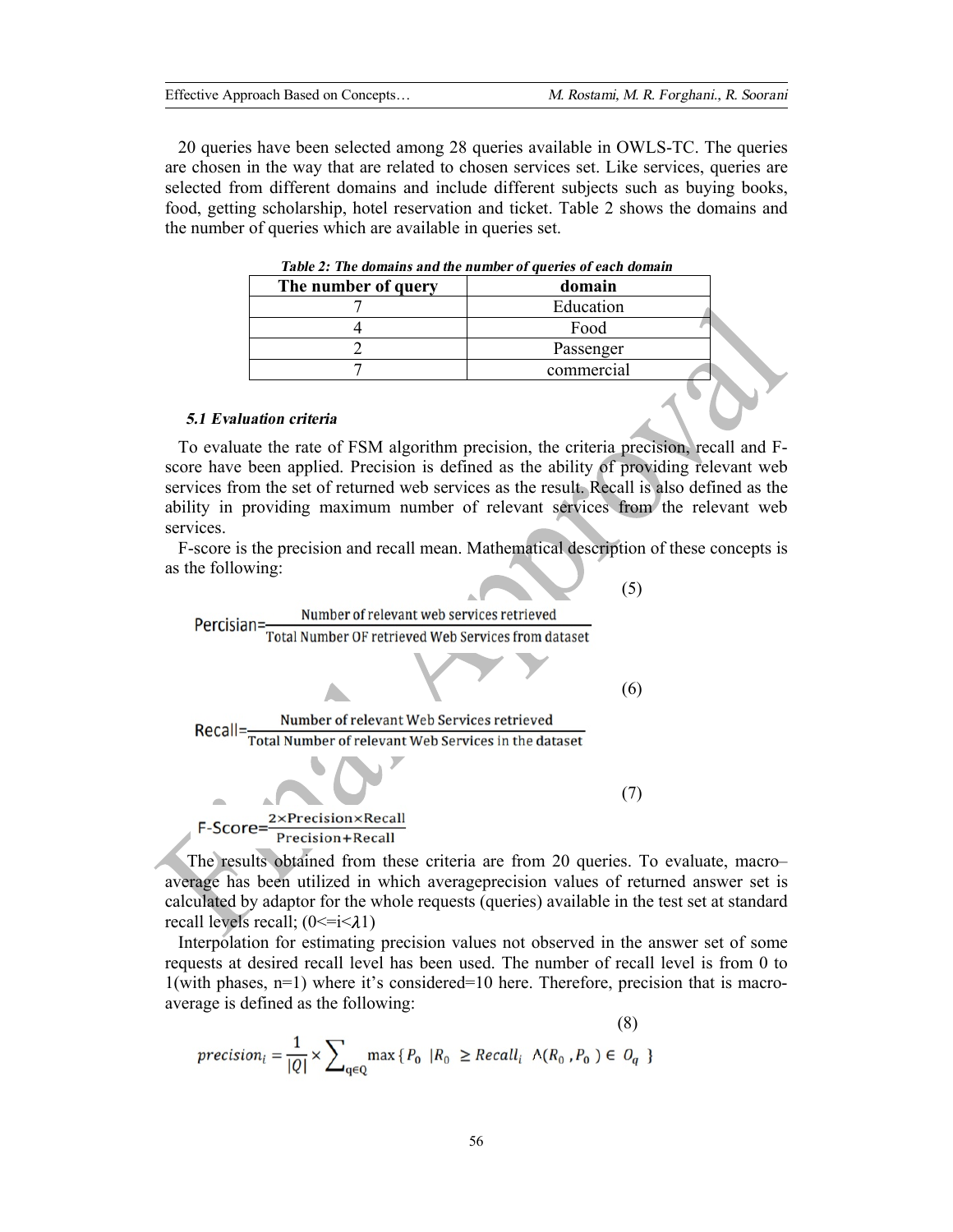20 queries have been selected among 28 queries available in OWLS-TC. The queries are chosen in the way that are related to chosen services set. Like services, queries are selected from different domains and include different subjects such as buying books, food, getting scholarship, hotel reservation and ticket. Table 2 shows the domains and the number of queries which are available in queries set.

***Table 2: The domains and the number of queries of each domain***

| The number of query | domain |
| --- | --- |
| 7 | Education |
| 4 | Food |
| 2 | Passenger |
| 7 | commercial |

### *5.1 Evaluation criteria*

To evaluate the rate of FSM algorithm precision, the criteria precision, recall and F-score have been applied. Precision is defined as the ability of providing relevant web services from the set of returned web services as the result. Recall is also defined as the ability in providing maximum number of relevant services from the relevant web services.

F-score is the precision and recall mean. Mathematical description of these concepts is as the following:

$$\text{Percisian} = \frac{\text{Number of relevant web services retrieved}}{\text{Total Number OF retrieved Web Services from dataset}} \tag{5}$$

$$\text{Recall} = \frac{\text{Number of relevant Web Services retrieved}}{\text{Total Number of relevant Web Services in the dataset}} \tag{6}$$

$$\text{F-Score} = \frac{2 \times \text{Precision} \times \text{Recall}}{\text{Precision} + \text{Recall}} \tag{7}$$

The results obtained from these criteria are from 20 queries. To evaluate, macro–average has been utilized in which averageprecision values of returned answer set is calculated by adaptor for the whole requests (queries) available in the test set at standard recall levels recall; ($0 <= i < \lambda 1$)

Interpolation for estimating precision values not observed in the answer set of some requests at desired recall level has been used. The number of recall level is from 0 to 1(with phases, n=1) where it's considered=10 here. Therefore, precision that is macro-average is defined as the following:

$$precision_i = \frac{1}{|Q|} \times \sum\nolimits_{q \in Q} \max \{ P_0 \ | R_0 \ \geq Recall_i \ \wedge (R_0 , P_0) \in \ O_q \ \} \tag{8}$$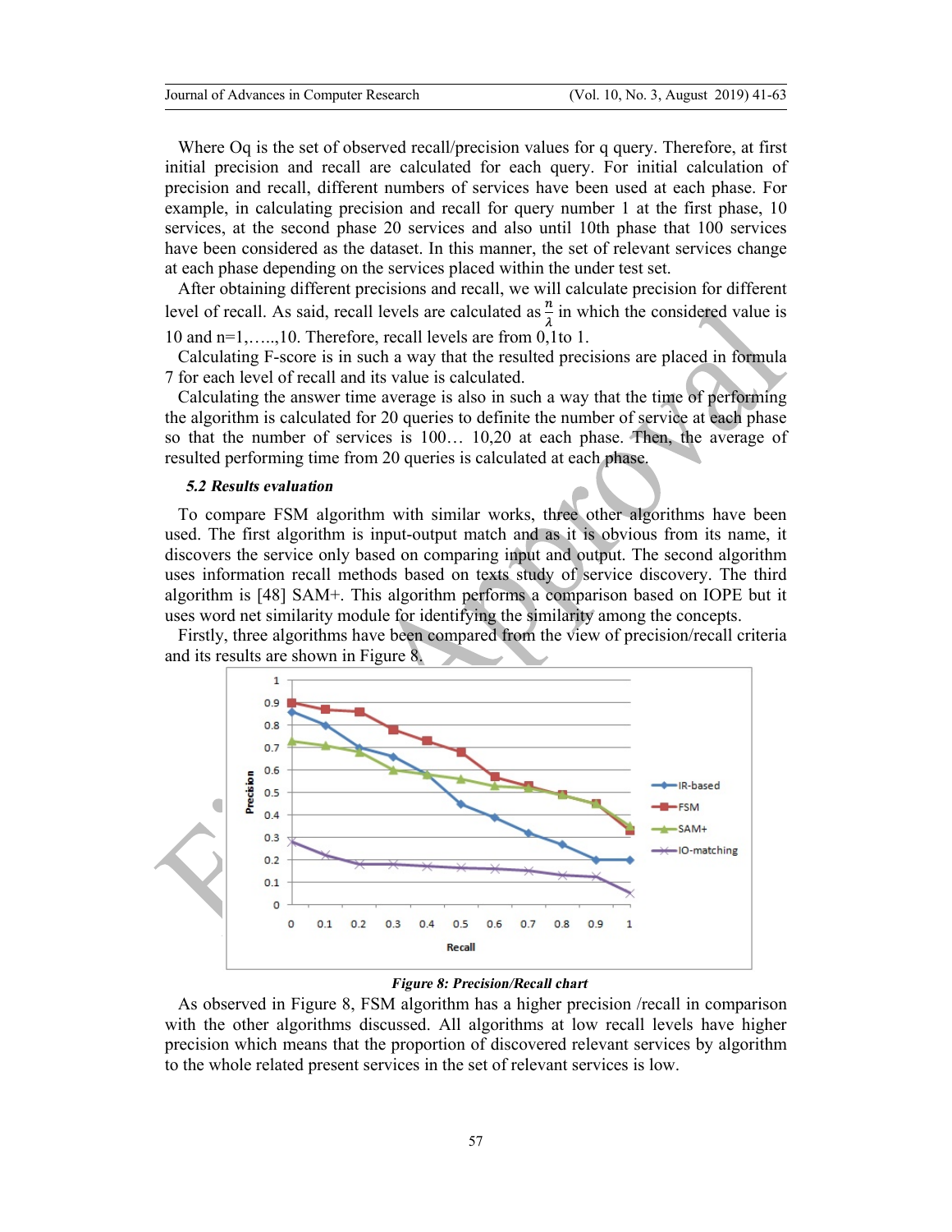Where Oq is the set of observed recall/precision values for q query. Therefore, at first initial precision and recall are calculated for each query. For initial calculation of precision and recall, different numbers of services have been used at each phase. For example, in calculating precision and recall for query number 1 at the first phase, 10 services, at the second phase 20 services and also until 10th phase that 100 services have been considered as the dataset. In this manner, the set of relevant services change at each phase depending on the services placed within the under test set.

After obtaining different precisions and recall, we will calculate precision for different level of recall. As said, recall levels are calculated as $\frac{n}{\lambda}$ in which the considered value is 10 and n=1,…..,10. Therefore, recall levels are from 0,1to 1.

Calculating F-score is in such a way that the resulted precisions are placed in formula 7 for each level of recall and its value is calculated.

Calculating the answer time average is also in such a way that the time of performing the algorithm is calculated for 20 queries to definite the number of service at each phase so that the number of services is 100… 10,20 at each phase. Then, the average of resulted performing time from 20 queries is calculated at each phase.

### *5.2 Results evaluation*

To compare FSM algorithm with similar works, three other algorithms have been used. The first algorithm is input-output match and as it is obvious from its name, it discovers the service only based on comparing input and output. The second algorithm uses information recall methods based on texts study of service discovery. The third algorithm is [48] SAM+. This algorithm performs a comparison based on IOPE but it uses word net similarity module for identifying the similarity among the concepts.

Firstly, three algorithms have been compared from the view of precision/recall criteria and its results are shown in Figure 8.

***Figure 8: Precision/Recall chart***

As observed in Figure 8, FSM algorithm has a higher precision /recall in comparison with the other algorithms discussed. All algorithms at low recall levels have higher precision which means that the proportion of discovered relevant services by algorithm to the whole related present services in the set of relevant services is low.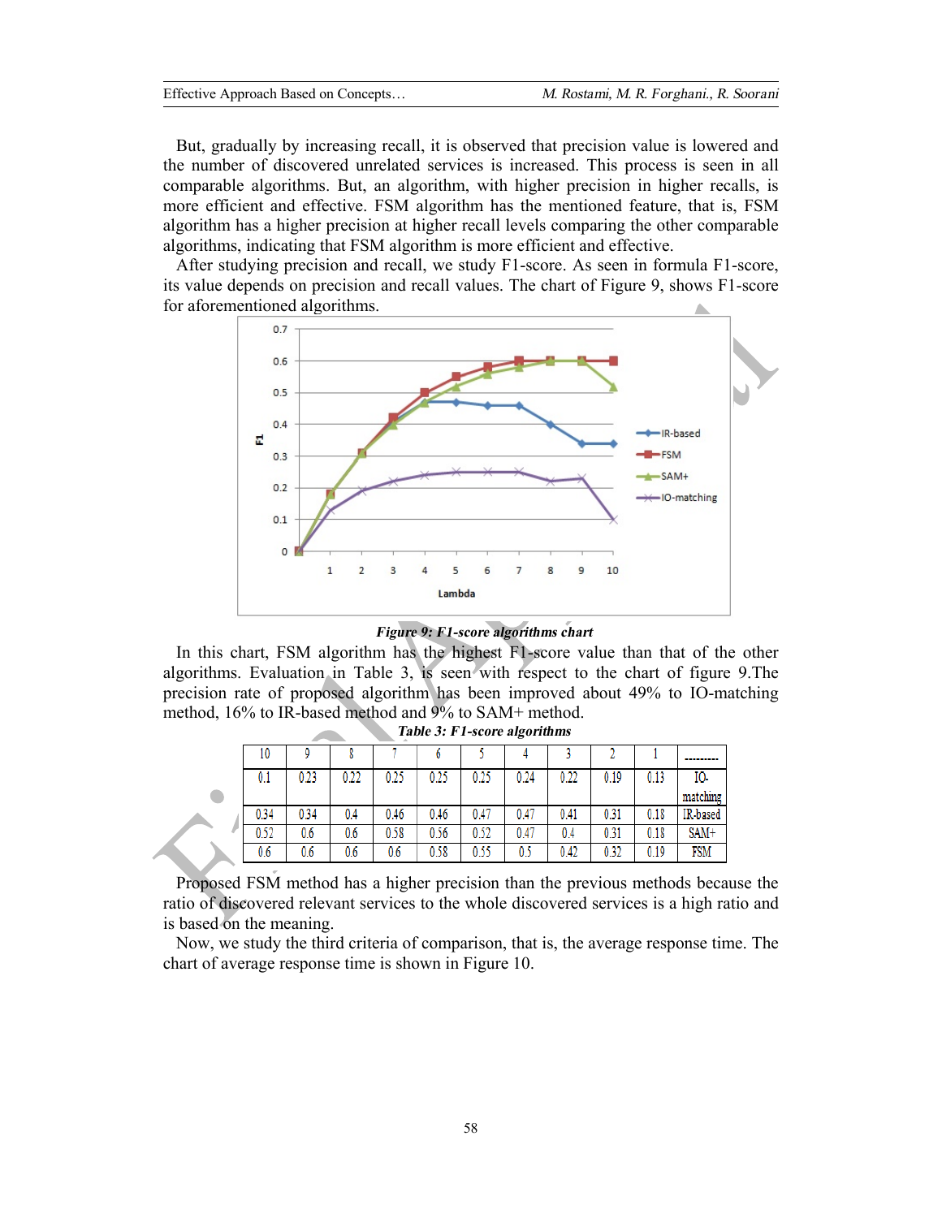But, gradually by increasing recall, it is observed that precision value is lowered and the number of discovered unrelated services is increased. This process is seen in all comparable algorithms. But, an algorithm, with higher precision in higher recalls, is more efficient and effective. FSM algorithm has the mentioned feature, that is, FSM algorithm has a higher precision at higher recall levels comparing the other comparable algorithms, indicating that FSM algorithm is more efficient and effective.

After studying precision and recall, we study F1-score. As seen in formula F1-score, its value depends on precision and recall values. The chart of Figure 9, shows F1-score for aforementioned algorithms.

***Figure 9: F1-score algorithms chart***

In this chart, FSM algorithm has the highest F1-score value than that of the other algorithms. Evaluation in Table 3, is seen with respect to the chart of figure 9.The precision rate of proposed algorithm has been improved about 49% to IO-matching method, 16% to IR-based method and 9% to SAM+ method.

***Table 3: F1-score algorithms***

| 10 | 9 | 8 | 7 | 6 | 5 | 4 | 3 | 2 | 1 | --------- |
|---|---|---|---|---|---|---|---|---|---|---|
| 0.1 | 0.23 | 0.22 | 0.25 | 0.25 | 0.25 | 0.24 | 0.22 | 0.19 | 0.13 | IO-matching |
| 0.34 | 0.34 | 0.4 | 0.46 | 0.46 | 0.47 | 0.47 | 0.41 | 0.31 | 0.18 | IR-based |
| 0.52 | 0.6 | 0.6 | 0.58 | 0.56 | 0.52 | 0.47 | 0.4 | 0.31 | 0.18 | SAM+ |
| 0.6 | 0.6 | 0.6 | 0.6 | 0.58 | 0.55 | 0.5 | 0.42 | 0.32 | 0.19 | FSM |

Proposed FSM method has a higher precision than the previous methods because the ratio of discovered relevant services to the whole discovered services is a high ratio and is based on the meaning.

Now, we study the third criteria of comparison, that is, the average response time. The chart of average response time is shown in Figure 10.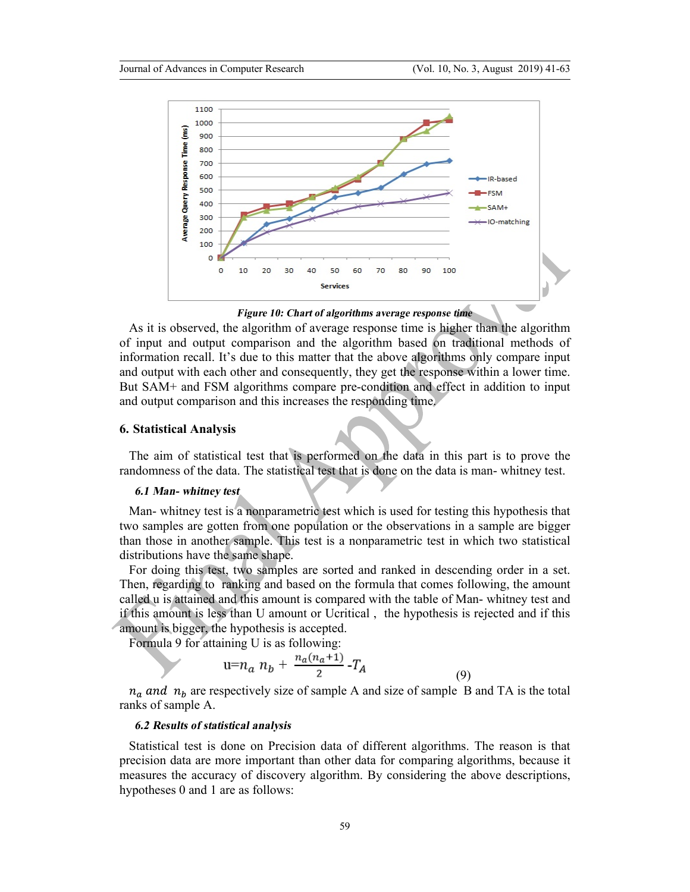Figure 10: Chart of algorithms average response time

As it is observed, the algorithm of average response time is higher than the algorithm of input and output comparison and the algorithm based on traditional methods of information recall. It's due to this matter that the above algorithms only compare input and output with each other and consequently, they get the response within a lower time. But SAM+ and FSM algorithms compare pre-condition and effect in addition to input and output comparison and this increases the responding time.

## 6. Statistical Analysis

The aim of statistical test that is performed on the data in this part is to prove the randomness of the data. The statistical test that is done on the data is man- whitney test.

### 6.1 Man- whitney test

Man- whitney test is a nonparametric test which is used for testing this hypothesis that two samples are gotten from one population or the observations in a sample are bigger than those in another sample. This test is a nonparametric test in which two statistical distributions have the same shape.

For doing this test, two samples are sorted and ranked in descending order in a set. Then, regarding to ranking and based on the formula that comes following, the amount called u is attained and this amount is compared with the table of Man- whitney test and if this amount is less than U amount or Ucritical , the hypothesis is rejected and if this amount is bigger, the hypothesis is accepted.

Formula 9 for attaining U is as following:

$$u = n_a \, n_b + \frac{n_a(n_a+1)}{2} - T_A \tag{9}$$

$n_a$ and $n_b$ are respectively size of sample A and size of sample B and TA is the total ranks of sample A.

### 6.2 Results of statistical analysis

Statistical test is done on Precision data of different algorithms. The reason is that precision data are more important than other data for comparing algorithms, because it measures the accuracy of discovery algorithm. By considering the above descriptions, hypotheses 0 and 1 are as follows: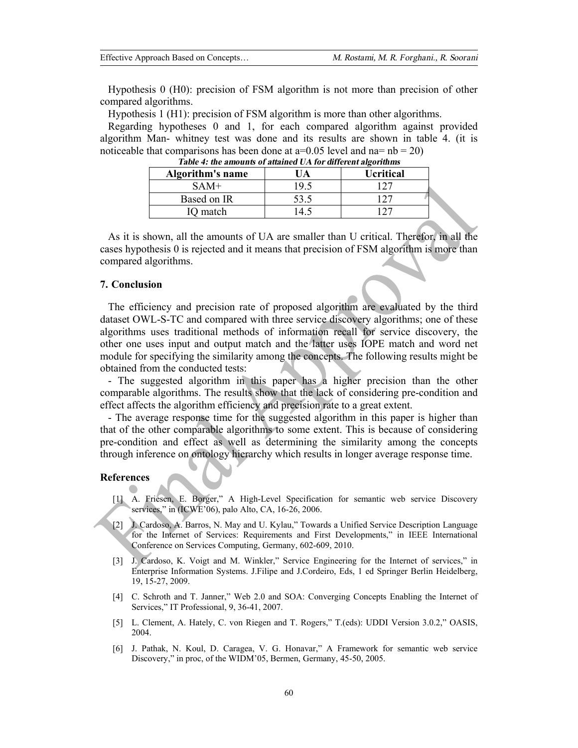Hypothesis 0 (H0): precision of FSM algorithm is not more than precision of other compared algorithms.

Hypothesis 1 (H1): precision of FSM algorithm is more than other algorithms.

Regarding hypotheses 0 and 1, for each compared algorithm against provided algorithm Man- whitney test was done and its results are shown in table 4. (it is noticeable that comparisons has been done at a=0.05 level and na= nb = 20)

***Table 4: the amounts of attained UA for different algorithms***

| Algorithm's name | UA | Ucritical |
|---|---|---|
| SAM+ | 19.5 | 127 |
| Based on IR | 53.5 | 127 |
| IQ match | 14.5 | 127 |

As it is shown, all the amounts of UA are smaller than U critical. Therefor, in all the cases hypothesis 0 is rejected and it means that precision of FSM algorithm is more than compared algorithms.

### 7. Conclusion

The efficiency and precision rate of proposed algorithm are evaluated by the third dataset OWL-S-TC and compared with three service discovery algorithms; one of these algorithms uses traditional methods of information recall for service discovery, the other one uses input and output match and the latter uses IOPE match and word net module for specifying the similarity among the concepts. The following results might be obtained from the conducted tests:

- The suggested algorithm in this paper has a higher precision than the other comparable algorithms. The results show that the lack of considering pre-condition and effect affects the algorithm efficiency and precision rate to a great extent.
- The average response time for the suggested algorithm in this paper is higher than that of the other comparable algorithms to some extent. This is because of considering pre-condition and effect as well as determining the similarity among the concepts through inference on ontology hierarchy which results in longer average response time.

### References

[1] A. Friesen, E. Borger," A High-Level Specification for semantic web service Discovery services," in (ICWE'06), palo Alto, CA, 16-26, 2006.

[2] J. Cardoso, A. Barros, N. May and U. Kylau," Towards a Unified Service Description Language for the Internet of Services: Requirements and First Developments," in IEEE International Conference on Services Computing, Germany, 602-609, 2010.

[3] J. Cardoso, K. Voigt and M. Winkler," Service Engineering for the Internet of services," in Enterprise Information Systems. J.Filipe and J.Cordeiro, Eds, 1 ed Springer Berlin Heidelberg, 19, 15-27, 2009.

[4] C. Schroth and T. Janner," Web 2.0 and SOA: Converging Concepts Enabling the Internet of Services," IT Professional, 9, 36-41, 2007.

[5] L. Clement, A. Hately, C. von Riegen and T. Rogers," T.(eds): UDDI Version 3.0.2," OASIS, 2004.

[6] J. Pathak, N. Koul, D. Caragea, V. G. Honavar," A Framework for semantic web service Discovery," in proc, of the WIDM'05, Bermen, Germany, 45-50, 2005.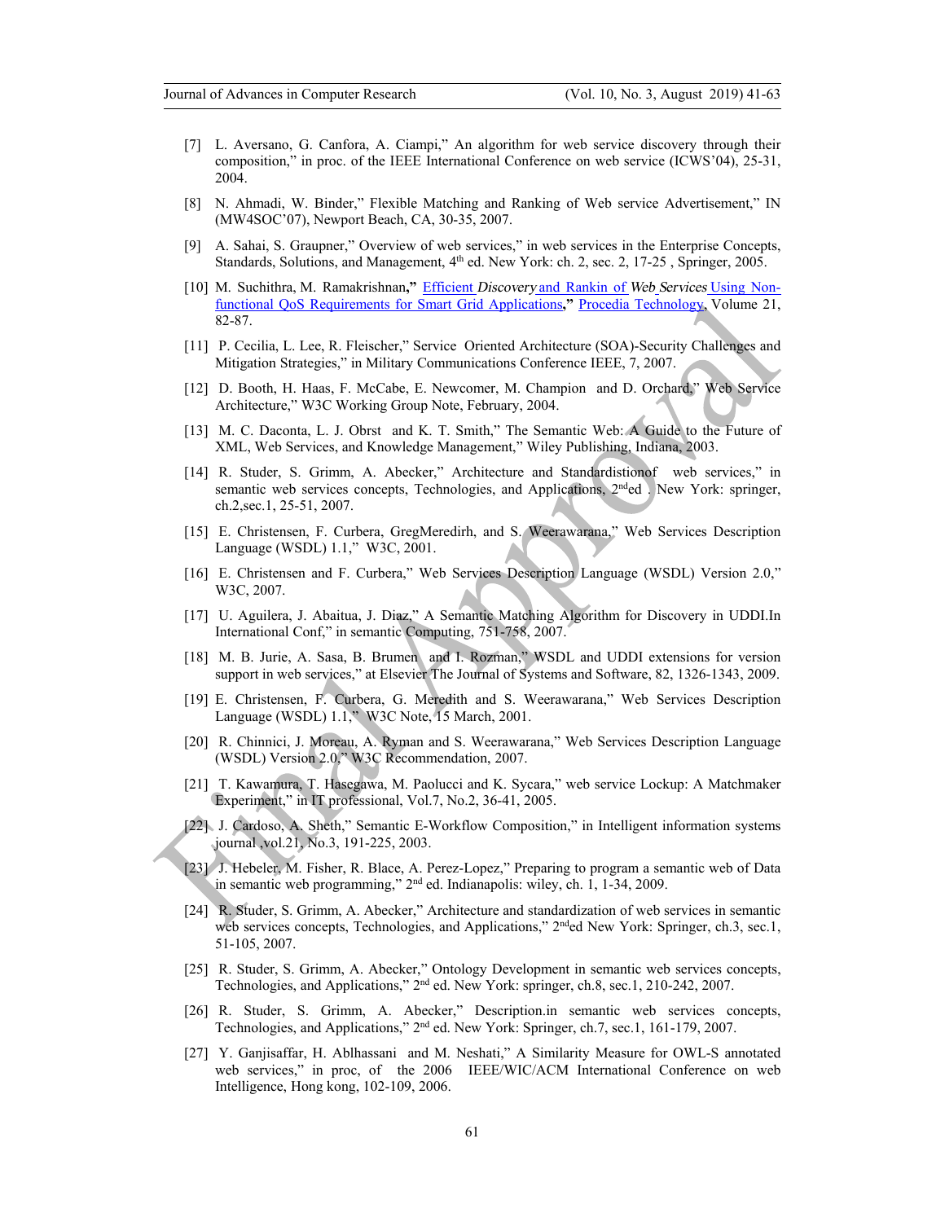[7] L. Aversano, G. Canfora, A. Ciampi," An algorithm for web service discovery through their composition," in proc. of the IEEE International Conference on web service (ICWS'04), 25-31, 2004.

[8] N. Ahmadi, W. Binder," Flexible Matching and Ranking of Web service Advertisement," IN (MW4SOC'07), Newport Beach, CA, 30-35, 2007.

[9] A. Sahai, S. Graupner," Overview of web services," in web services in the Enterprise Concepts, Standards, Solutions, and Management, 4th ed. New York: ch. 2, sec. 2, 17-25 , Springer, 2005.

[10] M. Suchithra, M. Ramakrishnan**,"** Efficient *Discovery* and Rankin of *Web Services* Using Non-functional QoS Requirements for Smart Grid Applications**,"** Procedia Technology, Volume 21, 82-87.

[11] P. Cecilia, L. Lee, R. Fleischer," Service Oriented Architecture (SOA)-Security Challenges and Mitigation Strategies," in Military Communications Conference IEEE, 7, 2007.

[12] D. Booth, H. Haas, F. McCabe, E. Newcomer, M. Champion and D. Orchard," Web Service Architecture," W3C Working Group Note, February, 2004.

[13] M. C. Daconta, L. J. Obrst and K. T. Smith," The Semantic Web: A Guide to the Future of XML, Web Services, and Knowledge Management," Wiley Publishing, Indiana, 2003.

[14] R. Studer, S. Grimm, A. Abecker," Architecture and Standardistionof web services," in semantic web services concepts, Technologies, and Applications, 2nded . New York: springer, ch.2,sec.1, 25-51, 2007.

[15] E. Christensen, F. Curbera, GregMeredirh, and S. Weerawarana," Web Services Description Language (WSDL) 1.1," W3C, 2001.

[16] E. Christensen and F. Curbera," Web Services Description Language (WSDL) Version 2.0," W3C, 2007.

[17] U. Aguilera, J. Abaitua, J. Diaz," A Semantic Matching Algorithm for Discovery in UDDI.In International Conf," in semantic Computing, 751-758, 2007.

[18] M. B. Jurie, A. Sasa, B. Brumen and I. Rozman," WSDL and UDDI extensions for version support in web services," at Elsevier The Journal of Systems and Software, 82, 1326-1343, 2009.

[19] E. Christensen, F. Curbera, G. Meredith and S. Weerawarana," Web Services Description Language (WSDL) 1.1," W3C Note, 15 March, 2001.

[20] R. Chinnici, J. Moreau, A. Ryman and S. Weerawarana," Web Services Description Language (WSDL) Version 2.0," W3C Recommendation, 2007.

[21] T. Kawamura, T. Hasegawa, M. Paolucci and K. Sycara," web service Lockup: A Matchmaker Experiment," in IT professional, Vol.7, No.2, 36-41, 2005.

[22] J. Cardoso, A. Sheth," Semantic E-Workflow Composition," in Intelligent information systems journal ,vol.21, No.3, 191-225, 2003.

[23] J. Hebeler, M. Fisher, R. Blace, A. Perez-Lopez," Preparing to program a semantic web of Data in semantic web programming," 2nd ed. Indianapolis: wiley, ch. 1, 1-34, 2009.

[24] R. Studer, S. Grimm, A. Abecker," Architecture and standardization of web services in semantic web services concepts, Technologies, and Applications," 2nded New York: Springer, ch.3, sec.1, 51-105, 2007.

[25] R. Studer, S. Grimm, A. Abecker," Ontology Development in semantic web services concepts, Technologies, and Applications," 2nd ed. New York: springer, ch.8, sec.1, 210-242, 2007.

[26] R. Studer, S. Grimm, A. Abecker," Description.in semantic web services concepts, Technologies, and Applications," 2nd ed. New York: Springer, ch.7, sec.1, 161-179, 2007.

[27] Y. Ganjisaffar, H. Ablhassani and M. Neshati," A Similarity Measure for OWL-S annotated web services," in proc, of the 2006 IEEE/WIC/ACM International Conference on web Intelligence, Hong kong, 102-109, 2006.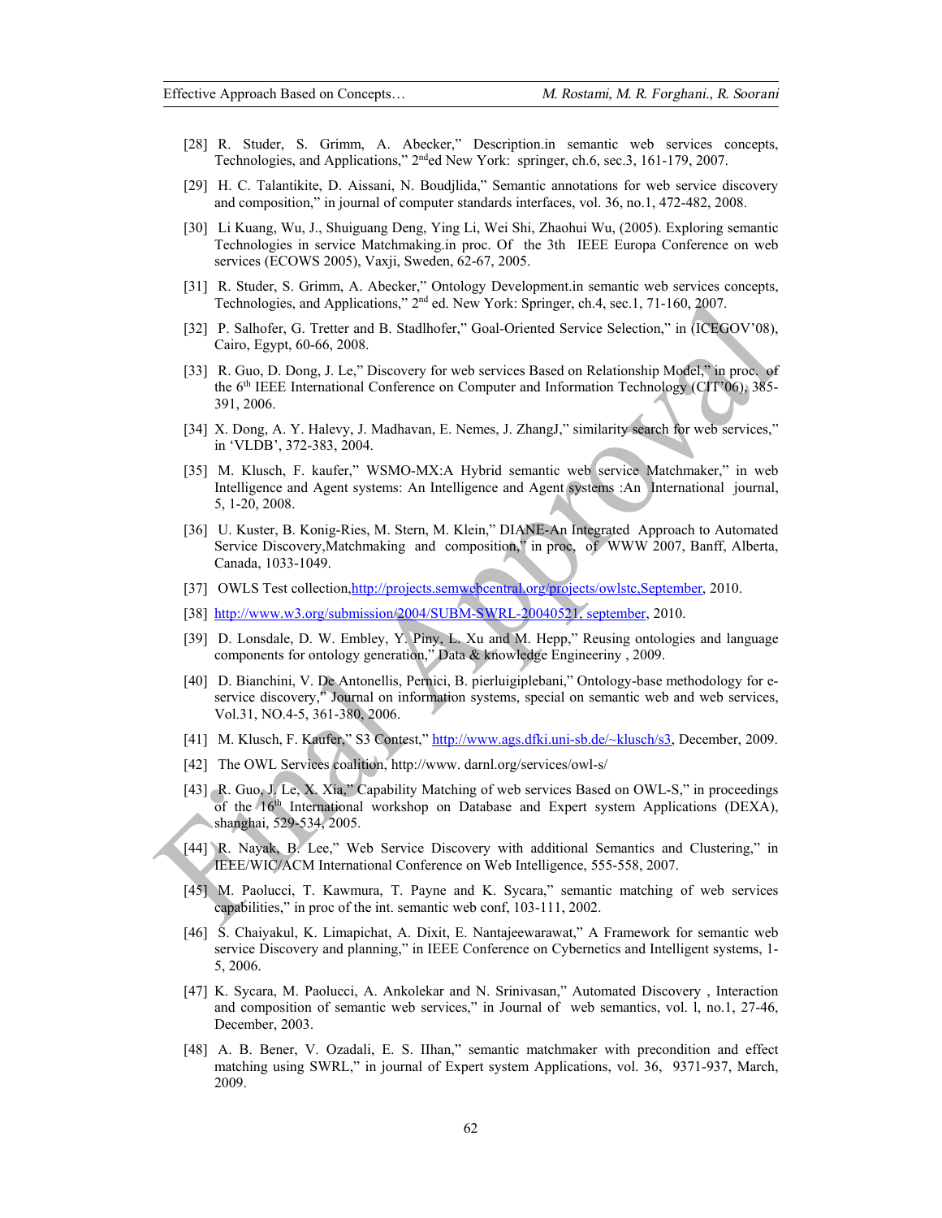[28] R. Studer, S. Grimm, A. Abecker," Description.in semantic web services concepts, Technologies, and Applications," 2[nd]ed New York: springer, ch.6, sec.3, 161-179, 2007.

[29] H. C. Talantikite, D. Aissani, N. Boudjlida," Semantic annotations for web service discovery and composition," in journal of computer standards interfaces, vol. 36, no.1, 472-482, 2008.

[30] Li Kuang, Wu, J., Shuiguang Deng, Ying Li, Wei Shi, Zhaohui Wu, (2005). Exploring semantic Technologies in service Matchmaking.in proc. Of the 3th IEEE Europa Conference on web services (ECOWS 2005), Vaxji, Sweden, 62-67, 2005.

[31] R. Studer, S. Grimm, A. Abecker," Ontology Development.in semantic web services concepts, Technologies, and Applications," 2[nd] ed. New York: Springer, ch.4, sec.1, 71-160, 2007.

[32] P. Salhofer, G. Tretter and B. Stadlhofer," Goal-Oriented Service Selection," in (ICEGOV'08), Cairo, Egypt, 60-66, 2008.

[33] R. Guo, D. Dong, J. Le," Discovery for web services Based on Relationship Model," in proc. of the 6[th] IEEE International Conference on Computer and Information Technology (CIT'06), 385-391, 2006.

[34] X. Dong, A. Y. Halevy, J. Madhavan, E. Nemes, J. ZhangJ," similarity search for web services," in 'VLDB', 372-383, 2004.

[35] M. Klusch, F. kaufer," WSMO-MX:A Hybrid semantic web service Matchmaker," in web Intelligence and Agent systems: An Intelligence and Agent systems :An International journal, 5, 1-20, 2008.

[36] U. Kuster, B. Konig-Ries, M. Stern, M. Klein," DIANE-An Integrated Approach to Automated Service Discovery,Matchmaking and composition," in proc. of WWW 2007, Banff, Alberta, Canada, 1033-1049.

[37] OWLS Test collection,http://projects.semwebcentral.org/projects/owlstc,September, 2010.

[38] http://www.w3.org/submission/2004/SUBM-SWRL-20040521, september, 2010.

[39] D. Lonsdale, D. W. Embley, Y. Piny, L. Xu and M. Hepp," Reusing ontologies and language components for ontology generation," Data & knowledge Engineeriny , 2009.

[40] D. Bianchini, V. De Antonellis, Pernici, B. pierluigiplebani," Ontology-base methodology for e-service discovery," Journal on information systems, special on semantic web and web services, Vol.31, NO.4-5, 361-380, 2006.

[41] M. Klusch, F. Kaufer," S3 Contest," http://www.ags.dfki.uni-sb.de/~klusch/s3, December, 2009.

[42] The OWL Services coalition, http://www. darnl.org/services/owl-s/

[43] R. Guo, J. Le, X. Xia," Capability Matching of web services Based on OWL-S," in proceedings of the 16[th] International workshop on Database and Expert system Applications (DEXA), shanghai, 529-534, 2005.

[44] R. Nayak, B. Lee," Web Service Discovery with additional Semantics and Clustering," in IEEE/WIC/ACM International Conference on Web Intelligence, 555-558, 2007.

[45] M. Paolucci, T. Kawmura, T. Payne and K. Sycara," semantic matching of web services capabilities," in proc of the int. semantic web conf, 103-111, 2002.

[46] S. Chaiyakul, K. Limapichat, A. Dixit, E. Nantajeewarawat," A Framework for semantic web service Discovery and planning," in IEEE Conference on Cybernetics and Intelligent systems, 1-5, 2006.

[47] K. Sycara, M. Paolucci, A. Ankolekar and N. Srinivasan," Automated Discovery , Interaction and composition of semantic web services," in Journal of web semantics, vol. l, no.1, 27-46, December, 2003.

[48] A. B. Bener, V. Ozadali, E. S. IIhan," semantic matchmaker with precondition and effect matching using SWRL," in journal of Expert system Applications, vol. 36, 9371-937, March, 2009.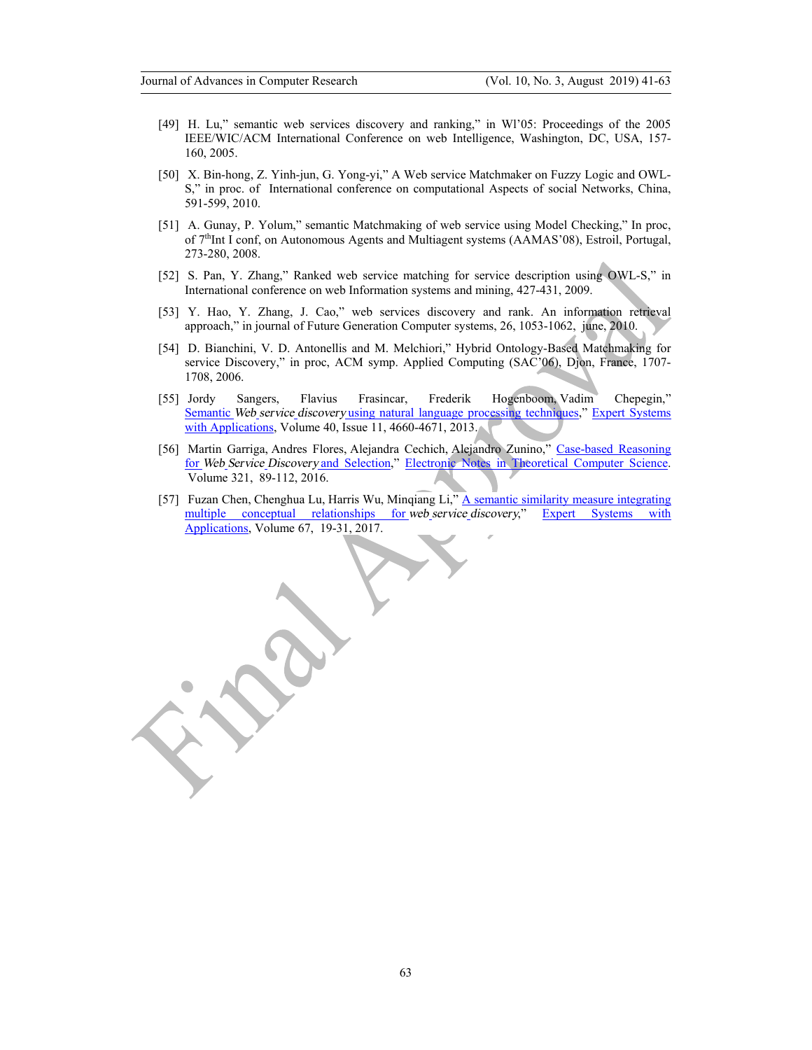[49] H. Lu," semantic web services discovery and ranking," in WI'05: Proceedings of the 2005 IEEE/WIC/ACM International Conference on web Intelligence, Washington, DC, USA, 157-160, 2005.

[50] X. Bin-hong, Z. Yinh-jun, G. Yong-yi," A Web service Matchmaker on Fuzzy Logic and OWL-S," in proc. of International conference on computational Aspects of social Networks, China, 591-599, 2010.

[51] A. Gunay, P. Yolum," semantic Matchmaking of web service using Model Checking," In proc, of 7th Int I conf, on Autonomous Agents and Multiagent systems (AAMAS'08), Estroil, Portugal, 273-280, 2008.

[52] S. Pan, Y. Zhang," Ranked web service matching for service description using OWL-S," in International conference on web Information systems and mining, 427-431, 2009.

[53] Y. Hao, Y. Zhang, J. Cao," web services discovery and rank. An information retrieval approach," in journal of Future Generation Computer systems, 26, 1053-1062, june, 2010.

[54] D. Bianchini, V. D. Antonellis and M. Melchiori," Hybrid Ontology-Based Matchmaking for service Discovery," in proc, ACM symp. Applied Computing (SAC'06), Djon, France, 1707-1708, 2006.

[55] Jordy Sangers, Flavius Frasincar, Frederik Hogenboom, Vadim Chepegin," Semantic *Web service discovery* using natural language processing techniques," Expert Systems with Applications, Volume 40, Issue 11, 4660-4671, 2013.

[56] Martin Garriga, Andres Flores, Alejandra Cechich, Alejandro Zunino," Case-based Reasoning for *Web Service Discovery* and Selection," Electronic Notes in Theoretical Computer Science. Volume 321, 89-112, 2016.

[57] Fuzan Chen, Chenghua Lu, Harris Wu, Minqiang Li," A semantic similarity measure integrating multiple conceptual relationships for *web service discovery*," Expert Systems with Applications, Volume 67, 19-31, 2017.